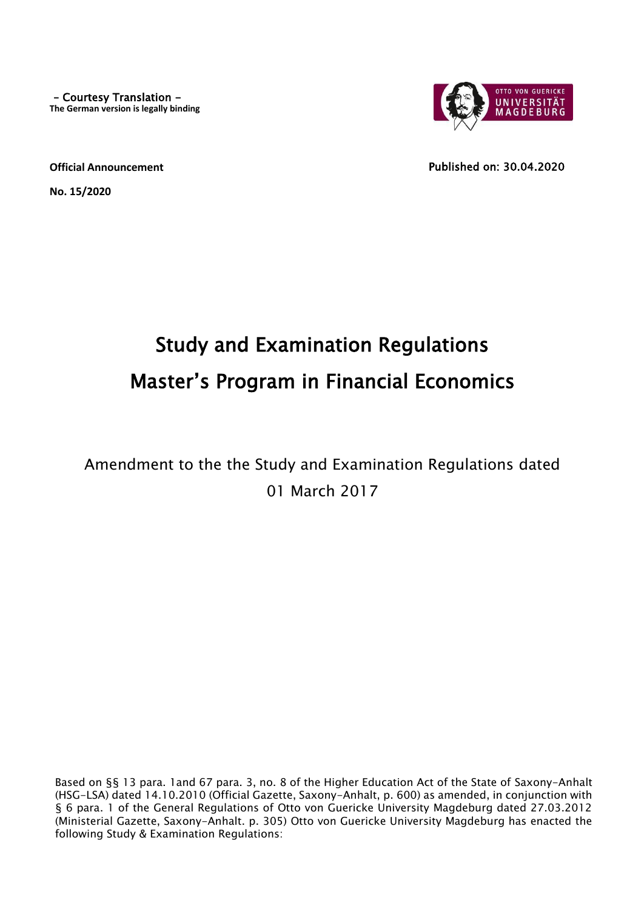- Courtesy Translation -
**The German version is legally binding**

**Official Announcement**

**No. 15/2020**

Published on: 30.04.2020

# Study and Examination Regulations
# Master's Program in Financial Economics

Amendment to the the Study and Examination Regulations dated 01 March 2017

Based on §§ 13 para. 1and 67 para. 3, no. 8 of the Higher Education Act of the State of Saxony-Anhalt (HSG-LSA) dated 14.10.2010 (Official Gazette, Saxony-Anhalt, p. 600) as amended, in conjunction with § 6 para. 1 of the General Regulations of Otto von Guericke University Magdeburg dated 27.03.2012 (Ministerial Gazette, Saxony-Anhalt. p. 305) Otto von Guericke University Magdeburg has enacted the following Study & Examination Regulations: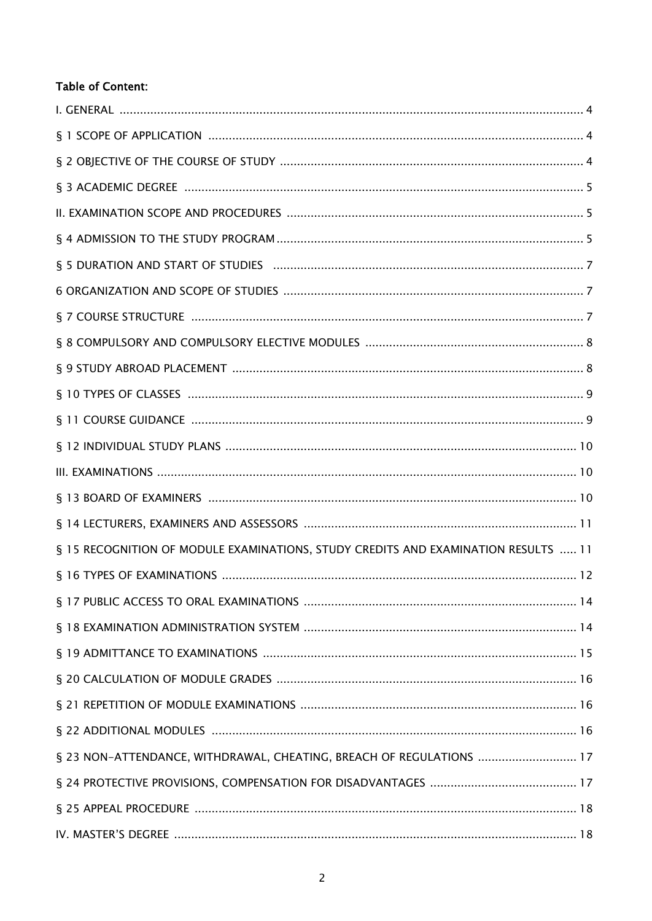**Table of Content:**

I. GENERAL ........................................................................................................................ 4

§ 1 SCOPE OF APPLICATION .............................................................................................. 4

§ 2 OBJECTIVE OF THE COURSE OF STUDY ......................................................................... 4

§ 3 ACADEMIC DEGREE ..................................................................................................... 5

II. EXAMINATION SCOPE AND PROCEDURES ....................................................................... 5

§ 4 ADMISSION TO THE STUDY PROGRAM .......................................................................... 5

§ 5 DURATION AND START OF STUDIES ............................................................................. 7

6 ORGANIZATION AND SCOPE OF STUDIES ........................................................................ 7

§ 7 COURSE STRUCTURE ................................................................................................... 7

§ 8 COMPULSORY AND COMPULSORY ELECTIVE MODULES ................................................. 8

§ 9 STUDY ABROAD PLACEMENT ....................................................................................... 8

§ 10 TYPES OF CLASSES .................................................................................................... 9

§ 11 COURSE GUIDANCE ................................................................................................... 9

§ 12 INDIVIDUAL STUDY PLANS ....................................................................................... 10

III. EXAMINATIONS ........................................................................................................... 10

§ 13 BOARD OF EXAMINERS ............................................................................................ 10

§ 14 LECTURERS, EXAMINERS AND ASSESSORS ................................................................ 11

§ 15 RECOGNITION OF MODULE EXAMINATIONS, STUDY CREDITS AND EXAMINATION RESULTS ..... 11

§ 16 TYPES OF EXAMINATIONS ........................................................................................ 12

§ 17 PUBLIC ACCESS TO ORAL EXAMINATIONS ................................................................. 14

§ 18 EXAMINATION ADMINISTRATION SYSTEM ................................................................. 14

§ 19 ADMITTANCE TO EXAMINATIONS ............................................................................. 15

§ 20 CALCULATION OF MODULE GRADES ......................................................................... 16

§ 21 REPETITION OF MODULE EXAMINATIONS .................................................................. 16

§ 22 ADDITIONAL MODULES ............................................................................................ 16

§ 23 NON-ATTENDANCE, WITHDRAWAL, CHEATING, BREACH OF REGULATIONS ............................ 17

§ 24 PROTECTIVE PROVISIONS, COMPENSATION FOR DISADVANTAGES ........................................... 17

§ 25 APPEAL PROCEDURE ................................................................................................ 18

IV. MASTER'S DEGREE ...................................................................................................... 18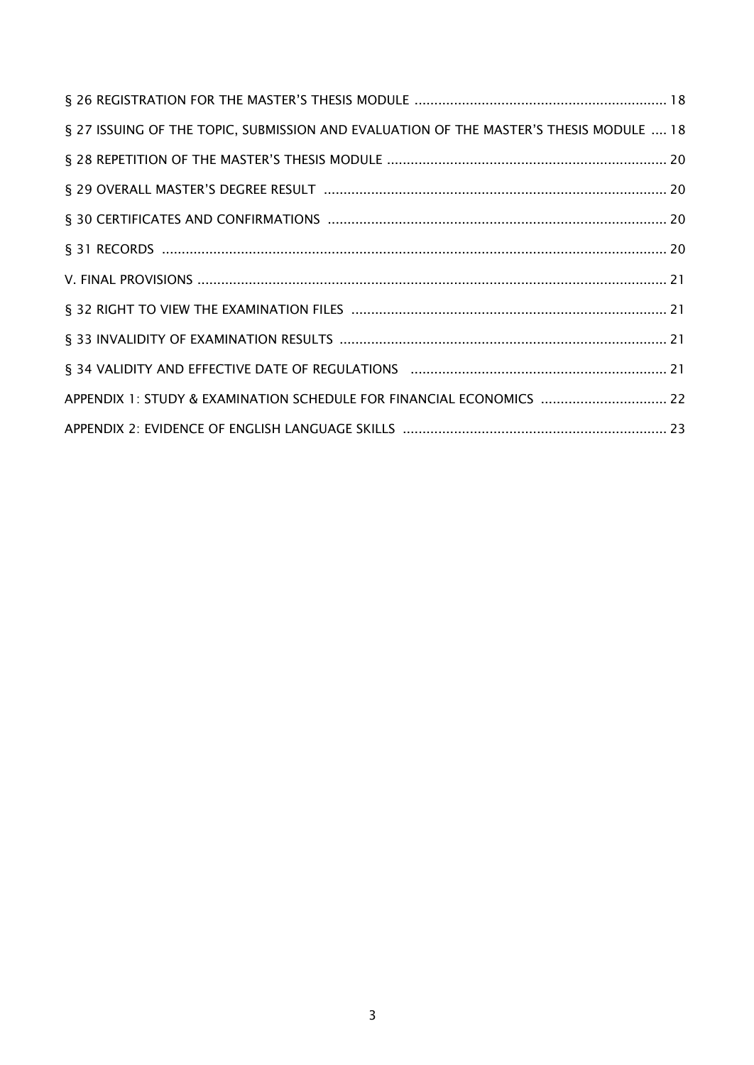§ 26 REGISTRATION FOR THE MASTER'S THESIS MODULE ................................................................ 18

§ 27 ISSUING OF THE TOPIC, SUBMISSION AND EVALUATION OF THE MASTER'S THESIS MODULE .... 18

§ 28 REPETITION OF THE MASTER'S THESIS MODULE ........................................................................ 20

§ 29 OVERALL MASTER'S DEGREE RESULT ........................................................................................ 20

§ 30 CERTIFICATES AND CONFIRMATIONS ........................................................................................ 20

§ 31 RECORDS .................................................................................................................................. 20

V. FINAL PROVISIONS ........................................................................................................................ 21

§ 32 RIGHT TO VIEW THE EXAMINATION FILES ................................................................................ 21

§ 33 INVALIDITY OF EXAMINATION RESULTS ................................................................................... 21

§ 34 VALIDITY AND EFFECTIVE DATE OF REGULATIONS ................................................................. 21

APPENDIX 1: STUDY & EXAMINATION SCHEDULE FOR FINANCIAL ECONOMICS ................................ 22

APPENDIX 2: EVIDENCE OF ENGLISH LANGUAGE SKILLS ................................................................... 23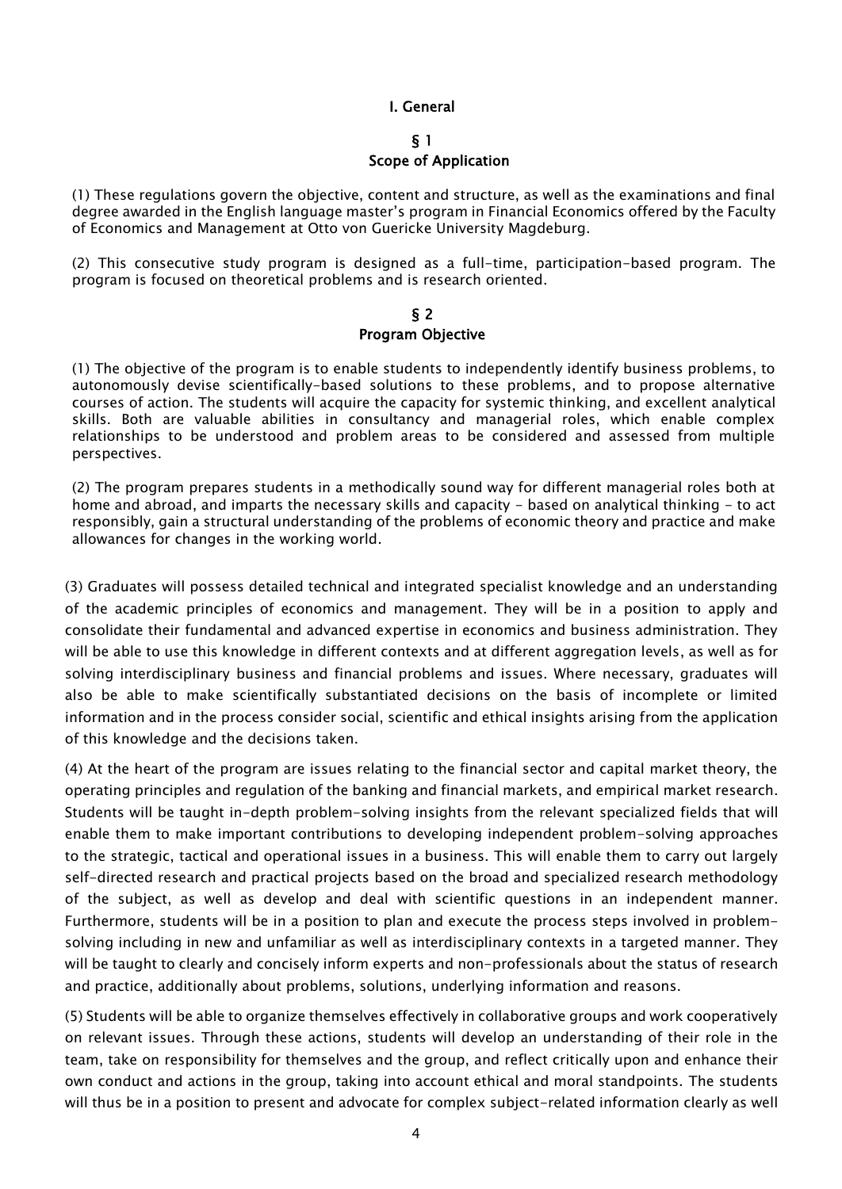# I. General

## § 1
## Scope of Application

(1) These regulations govern the objective, content and structure, as well as the examinations and final degree awarded in the English language master's program in Financial Economics offered by the Faculty of Economics and Management at Otto von Guericke University Magdeburg.

(2) This consecutive study program is designed as a full-time, participation-based program. The program is focused on theoretical problems and is research oriented.

## § 2
## Program Objective

(1) The objective of the program is to enable students to independently identify business problems, to autonomously devise scientifically-based solutions to these problems, and to propose alternative courses of action. The students will acquire the capacity for systemic thinking, and excellent analytical skills. Both are valuable abilities in consultancy and managerial roles, which enable complex relationships to be understood and problem areas to be considered and assessed from multiple perspectives.

(2) The program prepares students in a methodically sound way for different managerial roles both at home and abroad, and imparts the necessary skills and capacity - based on analytical thinking - to act responsibly, gain a structural understanding of the problems of economic theory and practice and make allowances for changes in the working world.

(3) Graduates will possess detailed technical and integrated specialist knowledge and an understanding of the academic principles of economics and management. They will be in a position to apply and consolidate their fundamental and advanced expertise in economics and business administration. They will be able to use this knowledge in different contexts and at different aggregation levels, as well as for solving interdisciplinary business and financial problems and issues. Where necessary, graduates will also be able to make scientifically substantiated decisions on the basis of incomplete or limited information and in the process consider social, scientific and ethical insights arising from the application of this knowledge and the decisions taken.

(4) At the heart of the program are issues relating to the financial sector and capital market theory, the operating principles and regulation of the banking and financial markets, and empirical market research. Students will be taught in-depth problem-solving insights from the relevant specialized fields that will enable them to make important contributions to developing independent problem-solving approaches to the strategic, tactical and operational issues in a business. This will enable them to carry out largely self-directed research and practical projects based on the broad and specialized research methodology of the subject, as well as develop and deal with scientific questions in an independent manner. Furthermore, students will be in a position to plan and execute the process steps involved in problem-solving including in new and unfamiliar as well as interdisciplinary contexts in a targeted manner. They will be taught to clearly and concisely inform experts and non-professionals about the status of research and practice, additionally about problems, solutions, underlying information and reasons.

(5) Students will be able to organize themselves effectively in collaborative groups and work cooperatively on relevant issues. Through these actions, students will develop an understanding of their role in the team, take on responsibility for themselves and the group, and reflect critically upon and enhance their own conduct and actions in the group, taking into account ethical and moral standpoints. The students will thus be in a position to present and advocate for complex subject-related information clearly as well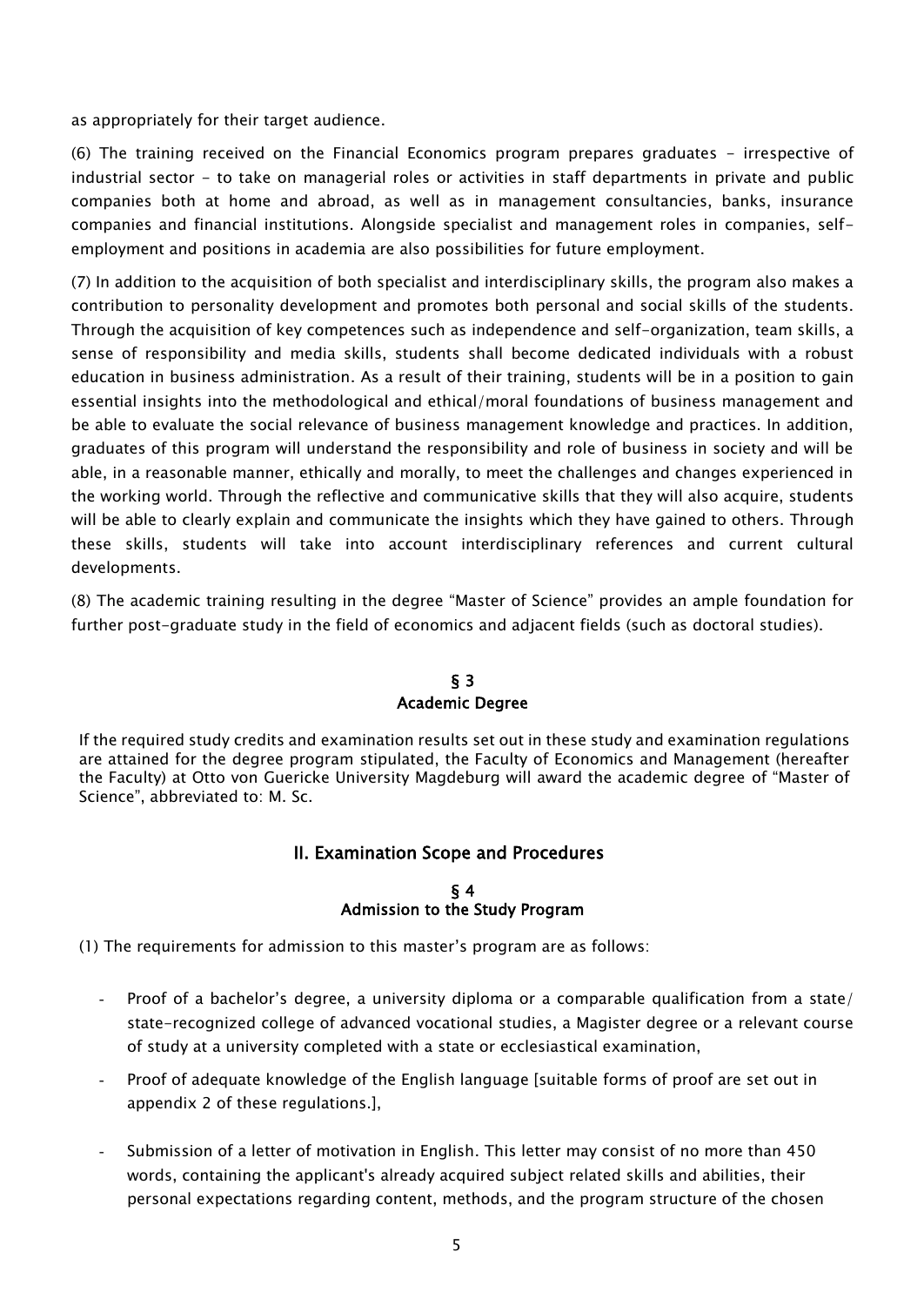as appropriately for their target audience.

(6) The training received on the Financial Economics program prepares graduates - irrespective of industrial sector - to take on managerial roles or activities in staff departments in private and public companies both at home and abroad, as well as in management consultancies, banks, insurance companies and financial institutions. Alongside specialist and management roles in companies, self-employment and positions in academia are also possibilities for future employment.

(7) In addition to the acquisition of both specialist and interdisciplinary skills, the program also makes a contribution to personality development and promotes both personal and social skills of the students. Through the acquisition of key competences such as independence and self-organization, team skills, a sense of responsibility and media skills, students shall become dedicated individuals with a robust education in business administration. As a result of their training, students will be in a position to gain essential insights into the methodological and ethical/moral foundations of business management and be able to evaluate the social relevance of business management knowledge and practices. In addition, graduates of this program will understand the responsibility and role of business in society and will be able, in a reasonable manner, ethically and morally, to meet the challenges and changes experienced in the working world. Through the reflective and communicative skills that they will also acquire, students will be able to clearly explain and communicate the insights which they have gained to others. Through these skills, students will take into account interdisciplinary references and current cultural developments.

(8) The academic training resulting in the degree "Master of Science" provides an ample foundation for further post-graduate study in the field of economics and adjacent fields (such as doctoral studies).

### § 3
### Academic Degree

If the required study credits and examination results set out in these study and examination regulations are attained for the degree program stipulated, the Faculty of Economics and Management (hereafter the Faculty) at Otto von Guericke University Magdeburg will award the academic degree of "Master of Science", abbreviated to: M. Sc.

## II. Examination Scope and Procedures

### § 4
### Admission to the Study Program

(1) The requirements for admission to this master's program are as follows:

- Proof of a bachelor's degree, a university diploma or a comparable qualification from a state/ state-recognized college of advanced vocational studies, a Magister degree or a relevant course of study at a university completed with a state or ecclesiastical examination,
- Proof of adequate knowledge of the English language [suitable forms of proof are set out in appendix 2 of these regulations.],
- Submission of a letter of motivation in English. This letter may consist of no more than 450 words, containing the applicant's already acquired subject related skills and abilities, their personal expectations regarding content, methods, and the program structure of the chosen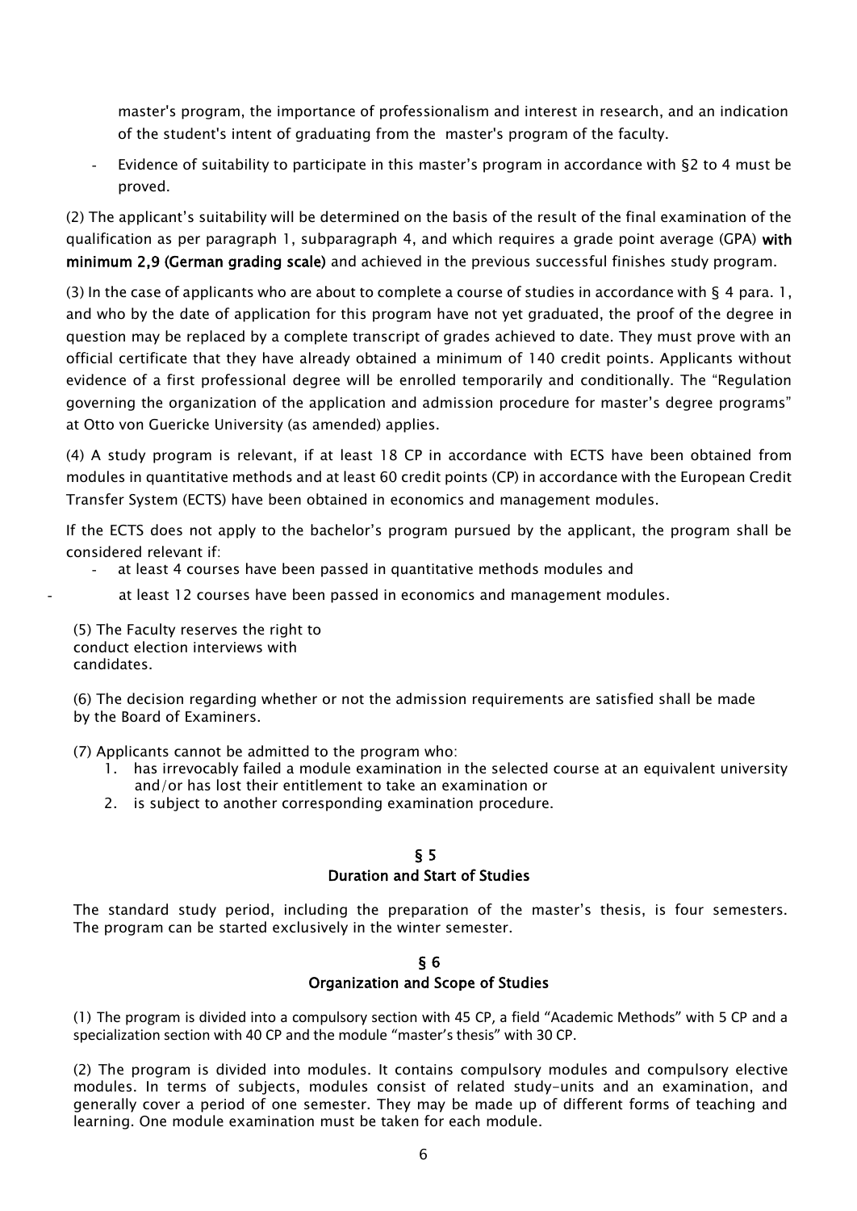master's program, the importance of professionalism and interest in research, and an indication of the student's intent of graduating from the master's program of the faculty.

- Evidence of suitability to participate in this master's program in accordance with §2 to 4 must be proved.

(2) The applicant's suitability will be determined on the basis of the result of the final examination of the qualification as per paragraph 1, subparagraph 4, and which requires a grade point average (GPA) **with minimum 2,9 (German grading scale)** and achieved in the previous successful finishes study program.

(3) In the case of applicants who are about to complete a course of studies in accordance with § 4 para. 1, and who by the date of application for this program have not yet graduated, the proof of the degree in question may be replaced by a complete transcript of grades achieved to date. They must prove with an official certificate that they have already obtained a minimum of 140 credit points. Applicants without evidence of a first professional degree will be enrolled temporarily and conditionally. The "Regulation governing the organization of the application and admission procedure for master's degree programs" at Otto von Guericke University (as amended) applies.

(4) A study program is relevant, if at least 18 CP in accordance with ECTS have been obtained from modules in quantitative methods and at least 60 credit points (CP) in accordance with the European Credit Transfer System (ECTS) have been obtained in economics and management modules.

If the ECTS does not apply to the bachelor's program pursued by the applicant, the program shall be considered relevant if:

- at least 4 courses have been passed in quantitative methods modules and
- at least 12 courses have been passed in economics and management modules.

(5) The Faculty reserves the right to conduct election interviews with candidates.

(6) The decision regarding whether or not the admission requirements are satisfied shall be made by the Board of Examiners.

(7) Applicants cannot be admitted to the program who:

1. has irrevocably failed a module examination in the selected course at an equivalent university and/or has lost their entitlement to take an examination or
2. is subject to another corresponding examination procedure.

## § 5
## Duration and Start of Studies

The standard study period, including the preparation of the master's thesis, is four semesters. The program can be started exclusively in the winter semester.

## § 6
## Organization and Scope of Studies

(1) The program is divided into a compulsory section with 45 CP, a field "Academic Methods" with 5 CP and a specialization section with 40 CP and the module "master's thesis" with 30 CP.

(2) The program is divided into modules. It contains compulsory modules and compulsory elective modules. In terms of subjects, modules consist of related study-units and an examination, and generally cover a period of one semester. They may be made up of different forms of teaching and learning. One module examination must be taken for each module.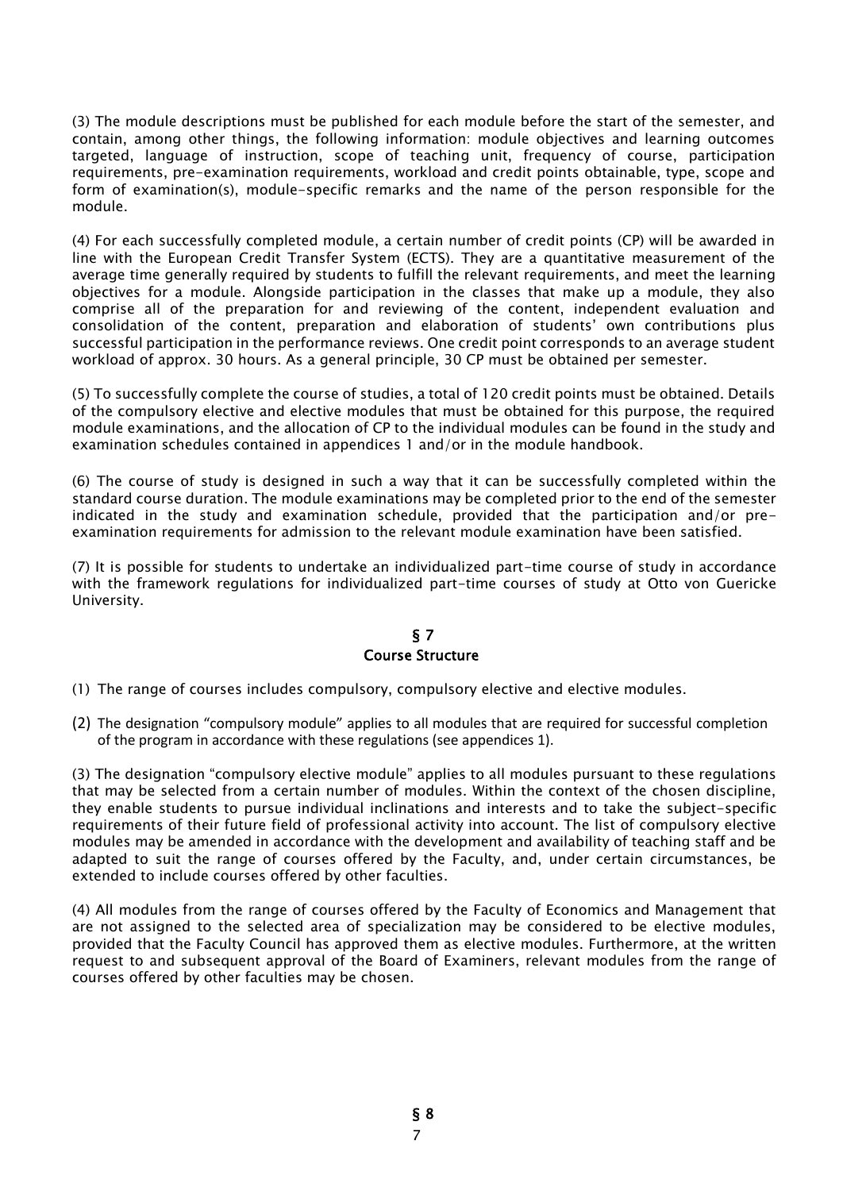(3) The module descriptions must be published for each module before the start of the semester, and contain, among other things, the following information: module objectives and learning outcomes targeted, language of instruction, scope of teaching unit, frequency of course, participation requirements, pre-examination requirements, workload and credit points obtainable, type, scope and form of examination(s), module-specific remarks and the name of the person responsible for the module.

(4) For each successfully completed module, a certain number of credit points (CP) will be awarded in line with the European Credit Transfer System (ECTS). They are a quantitative measurement of the average time generally required by students to fulfill the relevant requirements, and meet the learning objectives for a module. Alongside participation in the classes that make up a module, they also comprise all of the preparation for and reviewing of the content, independent evaluation and consolidation of the content, preparation and elaboration of students' own contributions plus successful participation in the performance reviews. One credit point corresponds to an average student workload of approx. 30 hours. As a general principle, 30 CP must be obtained per semester.

(5) To successfully complete the course of studies, a total of 120 credit points must be obtained. Details of the compulsory elective and elective modules that must be obtained for this purpose, the required module examinations, and the allocation of CP to the individual modules can be found in the study and examination schedules contained in appendices 1 and/or in the module handbook.

(6) The course of study is designed in such a way that it can be successfully completed within the standard course duration. The module examinations may be completed prior to the end of the semester indicated in the study and examination schedule, provided that the participation and/or pre-examination requirements for admission to the relevant module examination have been satisfied.

(7) It is possible for students to undertake an individualized part-time course of study in accordance with the framework regulations for individualized part-time courses of study at Otto von Guericke University.

## § 7
## Course Structure

(1) The range of courses includes compulsory, compulsory elective and elective modules.

(2) The designation "compulsory module" applies to all modules that are required for successful completion of the program in accordance with these regulations (see appendices 1).

(3) The designation "compulsory elective module" applies to all modules pursuant to these regulations that may be selected from a certain number of modules. Within the context of the chosen discipline, they enable students to pursue individual inclinations and interests and to take the subject-specific requirements of their future field of professional activity into account. The list of compulsory elective modules may be amended in accordance with the development and availability of teaching staff and be adapted to suit the range of courses offered by the Faculty, and, under certain circumstances, be extended to include courses offered by other faculties.

(4) All modules from the range of courses offered by the Faculty of Economics and Management that are not assigned to the selected area of specialization may be considered to be elective modules, provided that the Faculty Council has approved them as elective modules. Furthermore, at the written request to and subsequent approval of the Board of Examiners, relevant modules from the range of courses offered by other faculties may be chosen.

## § 8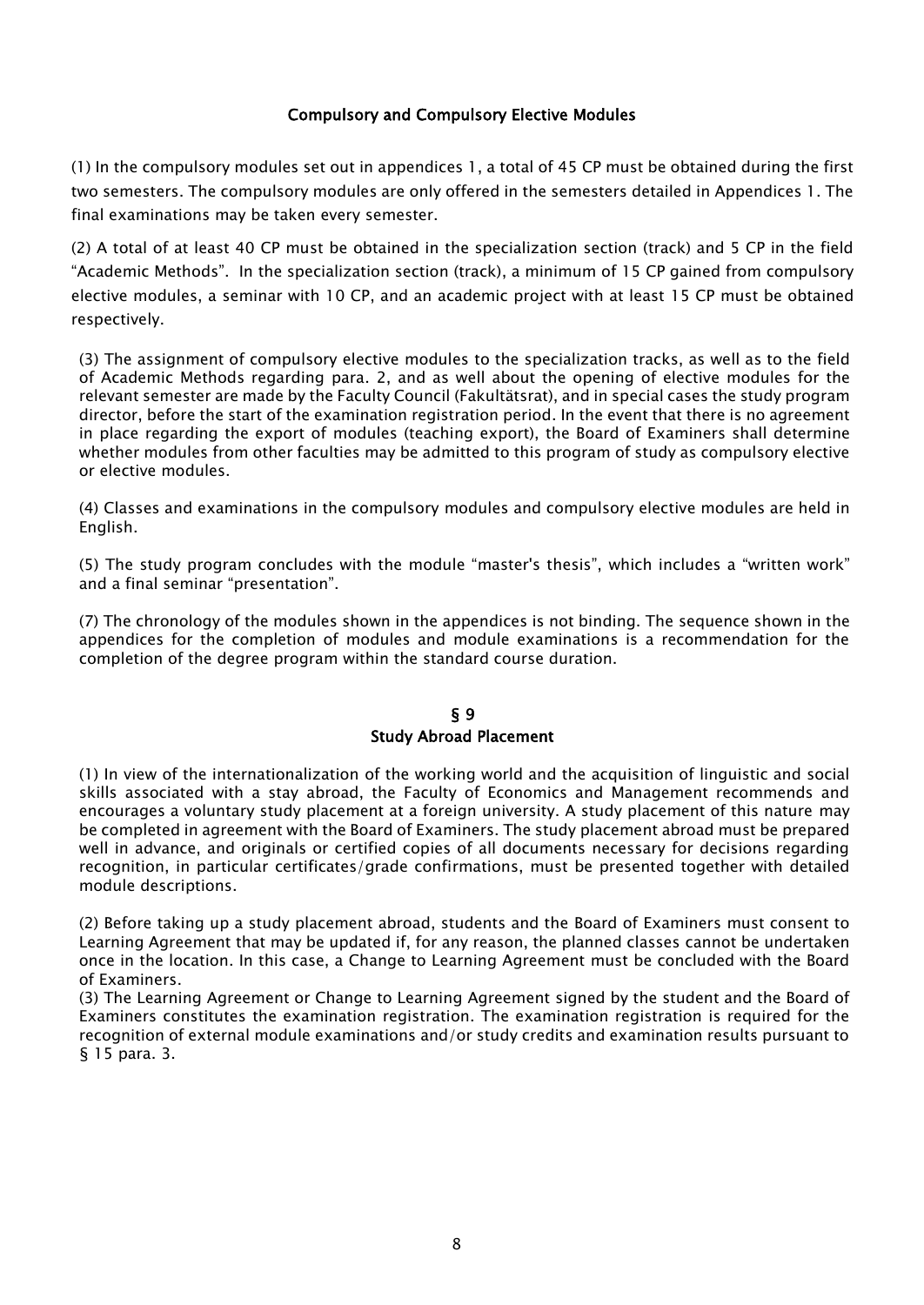## Compulsory and Compulsory Elective Modules

(1) In the compulsory modules set out in appendices 1, a total of 45 CP must be obtained during the first two semesters. The compulsory modules are only offered in the semesters detailed in Appendices 1. The final examinations may be taken every semester.

(2) A total of at least 40 CP must be obtained in the specialization section (track) and 5 CP in the field "Academic Methods". In the specialization section (track), a minimum of 15 CP gained from compulsory elective modules, a seminar with 10 CP, and an academic project with at least 15 CP must be obtained respectively.

(3) The assignment of compulsory elective modules to the specialization tracks, as well as to the field of Academic Methods regarding para. 2, and as well about the opening of elective modules for the relevant semester are made by the Faculty Council (Fakultätsrat), and in special cases the study program director, before the start of the examination registration period. In the event that there is no agreement in place regarding the export of modules (teaching export), the Board of Examiners shall determine whether modules from other faculties may be admitted to this program of study as compulsory elective or elective modules.

(4) Classes and examinations in the compulsory modules and compulsory elective modules are held in English.

(5) The study program concludes with the module "master's thesis", which includes a "written work" and a final seminar "presentation".

(7) The chronology of the modules shown in the appendices is not binding. The sequence shown in the appendices for the completion of modules and module examinations is a recommendation for the completion of the degree program within the standard course duration.

## § 9
## Study Abroad Placement

(1) In view of the internationalization of the working world and the acquisition of linguistic and social skills associated with a stay abroad, the Faculty of Economics and Management recommends and encourages a voluntary study placement at a foreign university. A study placement of this nature may be completed in agreement with the Board of Examiners. The study placement abroad must be prepared well in advance, and originals or certified copies of all documents necessary for decisions regarding recognition, in particular certificates/grade confirmations, must be presented together with detailed module descriptions.

(2) Before taking up a study placement abroad, students and the Board of Examiners must consent to Learning Agreement that may be updated if, for any reason, the planned classes cannot be undertaken once in the location. In this case, a Change to Learning Agreement must be concluded with the Board of Examiners.

(3) The Learning Agreement or Change to Learning Agreement signed by the student and the Board of Examiners constitutes the examination registration. The examination registration is required for the recognition of external module examinations and/or study credits and examination results pursuant to § 15 para. 3.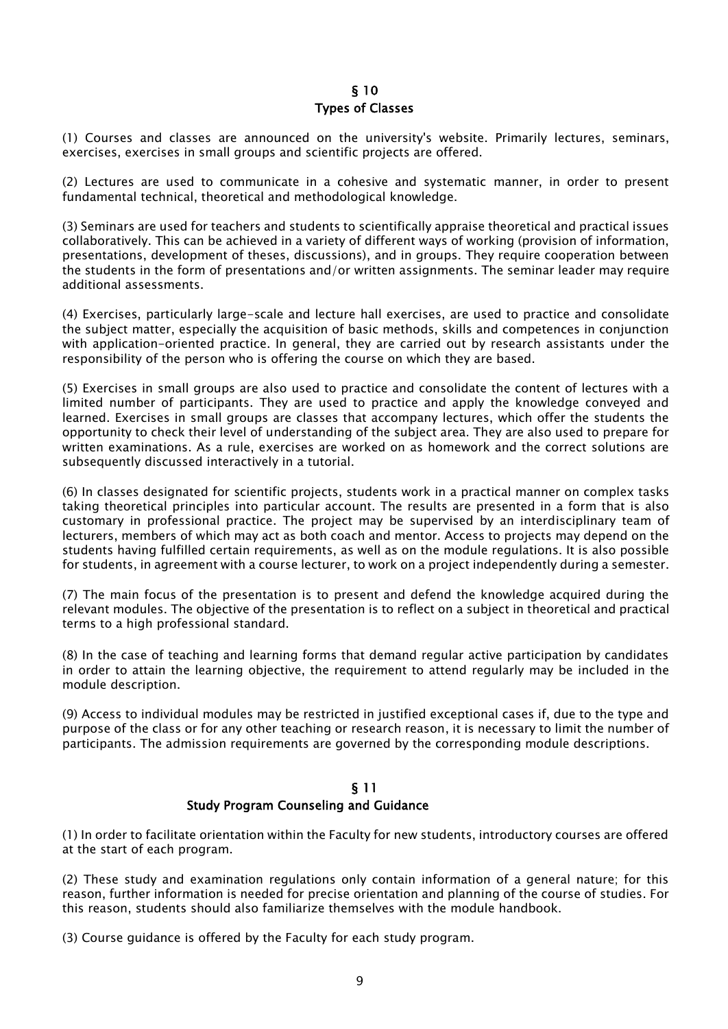## § 10
## Types of Classes

(1) Courses and classes are announced on the university's website. Primarily lectures, seminars, exercises, exercises in small groups and scientific projects are offered.

(2) Lectures are used to communicate in a cohesive and systematic manner, in order to present fundamental technical, theoretical and methodological knowledge.

(3) Seminars are used for teachers and students to scientifically appraise theoretical and practical issues collaboratively. This can be achieved in a variety of different ways of working (provision of information, presentations, development of theses, discussions), and in groups. They require cooperation between the students in the form of presentations and/or written assignments. The seminar leader may require additional assessments.

(4) Exercises, particularly large-scale and lecture hall exercises, are used to practice and consolidate the subject matter, especially the acquisition of basic methods, skills and competences in conjunction with application-oriented practice. In general, they are carried out by research assistants under the responsibility of the person who is offering the course on which they are based.

(5) Exercises in small groups are also used to practice and consolidate the content of lectures with a limited number of participants. They are used to practice and apply the knowledge conveyed and learned. Exercises in small groups are classes that accompany lectures, which offer the students the opportunity to check their level of understanding of the subject area. They are also used to prepare for written examinations. As a rule, exercises are worked on as homework and the correct solutions are subsequently discussed interactively in a tutorial.

(6) In classes designated for scientific projects, students work in a practical manner on complex tasks taking theoretical principles into particular account. The results are presented in a form that is also customary in professional practice. The project may be supervised by an interdisciplinary team of lecturers, members of which may act as both coach and mentor. Access to projects may depend on the students having fulfilled certain requirements, as well as on the module regulations. It is also possible for students, in agreement with a course lecturer, to work on a project independently during a semester.

(7) The main focus of the presentation is to present and defend the knowledge acquired during the relevant modules. The objective of the presentation is to reflect on a subject in theoretical and practical terms to a high professional standard.

(8) In the case of teaching and learning forms that demand regular active participation by candidates in order to attain the learning objective, the requirement to attend regularly may be included in the module description.

(9) Access to individual modules may be restricted in justified exceptional cases if, due to the type and purpose of the class or for any other teaching or research reason, it is necessary to limit the number of participants. The admission requirements are governed by the corresponding module descriptions.

## § 11
## Study Program Counseling and Guidance

(1) In order to facilitate orientation within the Faculty for new students, introductory courses are offered at the start of each program.

(2) These study and examination regulations only contain information of a general nature; for this reason, further information is needed for precise orientation and planning of the course of studies. For this reason, students should also familiarize themselves with the module handbook.

(3) Course guidance is offered by the Faculty for each study program.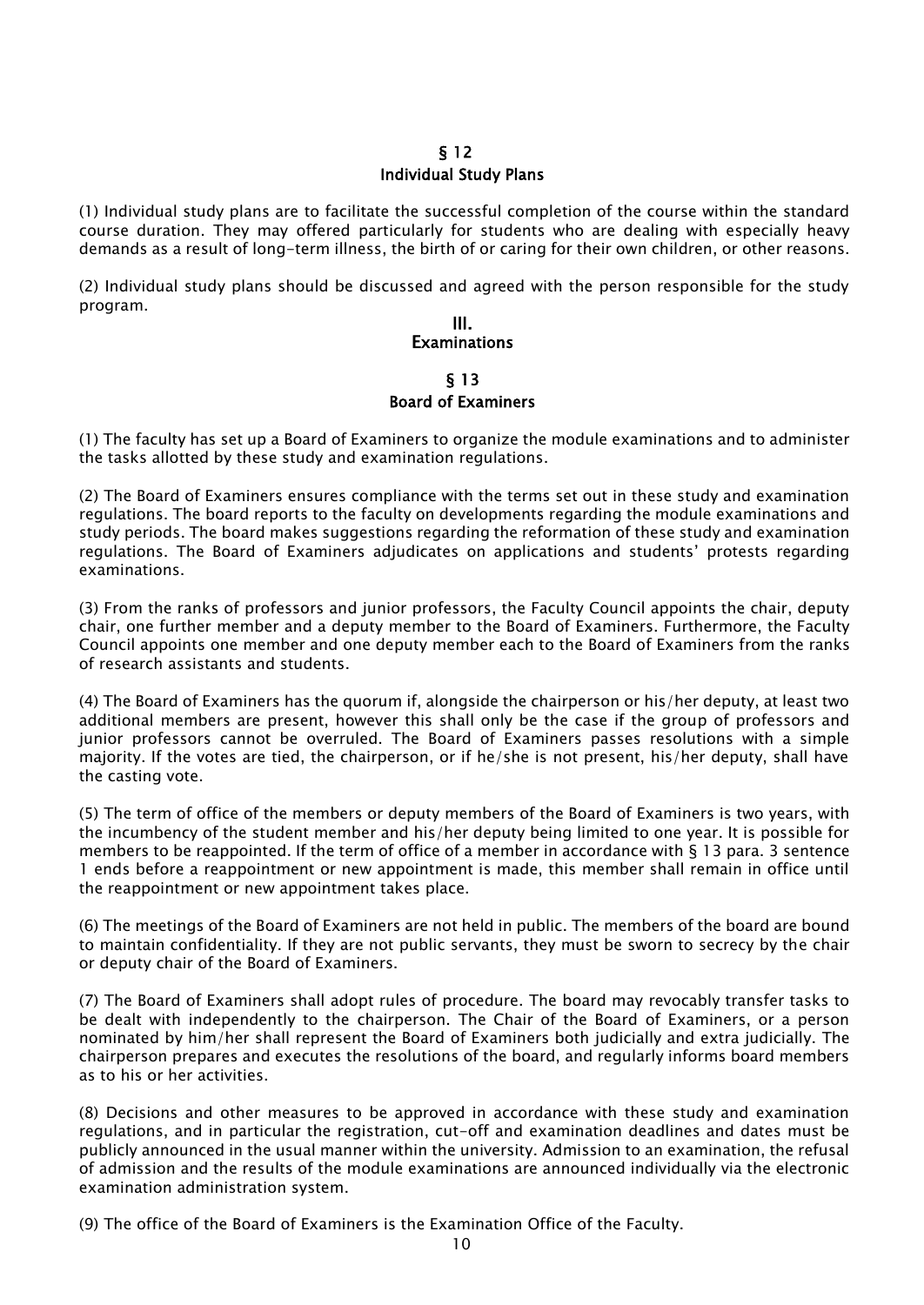## § 12
## Individual Study Plans

(1) Individual study plans are to facilitate the successful completion of the course within the standard course duration. They may offered particularly for students who are dealing with especially heavy demands as a result of long-term illness, the birth of or caring for their own children, or other reasons.

(2) Individual study plans should be discussed and agreed with the person responsible for the study program.

# III.
# Examinations

## § 13
## Board of Examiners

(1) The faculty has set up a Board of Examiners to organize the module examinations and to administer the tasks allotted by these study and examination regulations.

(2) The Board of Examiners ensures compliance with the terms set out in these study and examination regulations. The board reports to the faculty on developments regarding the module examinations and study periods. The board makes suggestions regarding the reformation of these study and examination regulations. The Board of Examiners adjudicates on applications and students' protests regarding examinations.

(3) From the ranks of professors and junior professors, the Faculty Council appoints the chair, deputy chair, one further member and a deputy member to the Board of Examiners. Furthermore, the Faculty Council appoints one member and one deputy member each to the Board of Examiners from the ranks of research assistants and students.

(4) The Board of Examiners has the quorum if, alongside the chairperson or his/her deputy, at least two additional members are present, however this shall only be the case if the group of professors and junior professors cannot be overruled. The Board of Examiners passes resolutions with a simple majority. If the votes are tied, the chairperson, or if he/she is not present, his/her deputy, shall have the casting vote.

(5) The term of office of the members or deputy members of the Board of Examiners is two years, with the incumbency of the student member and his/her deputy being limited to one year. It is possible for members to be reappointed. If the term of office of a member in accordance with § 13 para. 3 sentence 1 ends before a reappointment or new appointment is made, this member shall remain in office until the reappointment or new appointment takes place.

(6) The meetings of the Board of Examiners are not held in public. The members of the board are bound to maintain confidentiality. If they are not public servants, they must be sworn to secrecy by the chair or deputy chair of the Board of Examiners.

(7) The Board of Examiners shall adopt rules of procedure. The board may revocably transfer tasks to be dealt with independently to the chairperson. The Chair of the Board of Examiners, or a person nominated by him/her shall represent the Board of Examiners both judicially and extra judicially. The chairperson prepares and executes the resolutions of the board, and regularly informs board members as to his or her activities.

(8) Decisions and other measures to be approved in accordance with these study and examination regulations, and in particular the registration, cut-off and examination deadlines and dates must be publicly announced in the usual manner within the university. Admission to an examination, the refusal of admission and the results of the module examinations are announced individually via the electronic examination administration system.

(9) The office of the Board of Examiners is the Examination Office of the Faculty.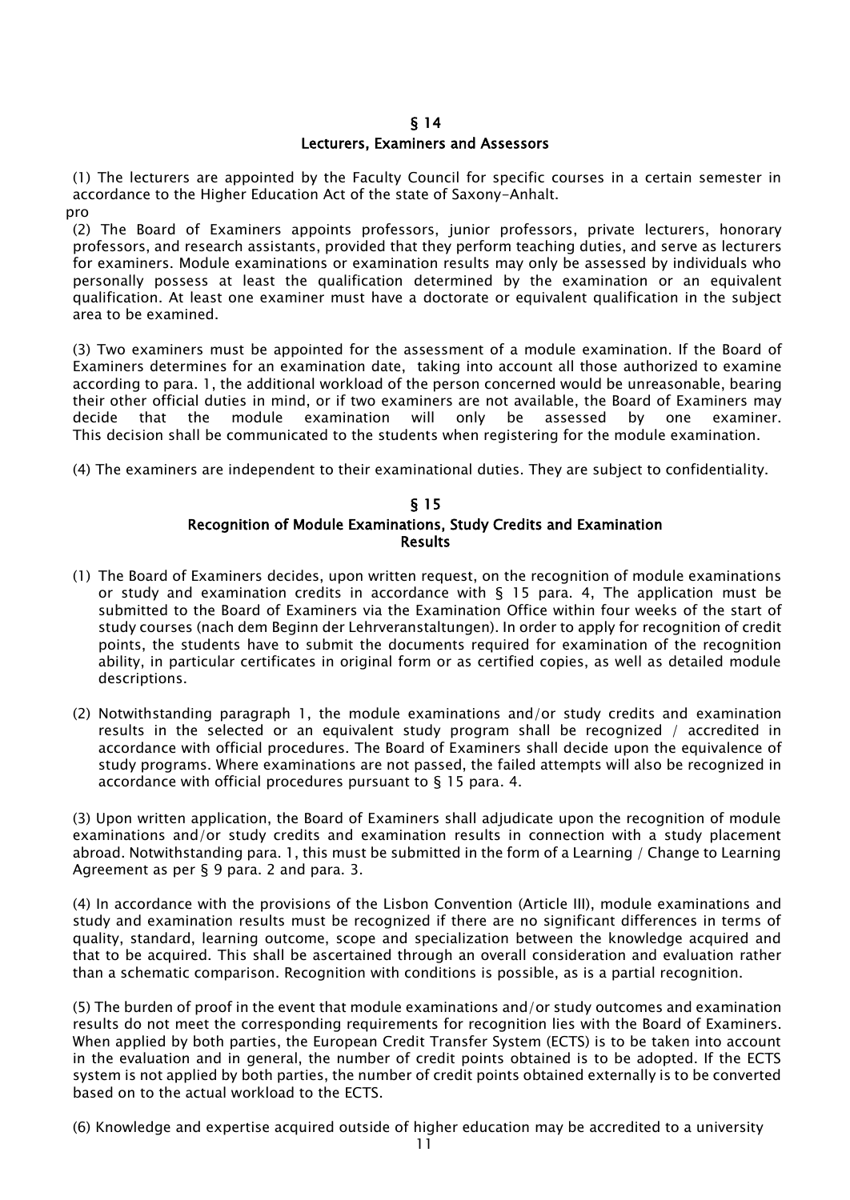## § 14
## Lecturers, Examiners and Assessors

(1) The lecturers are appointed by the Faculty Council for specific courses in a certain semester in accordance to the Higher Education Act of the state of Saxony-Anhalt.

pro

(2) The Board of Examiners appoints professors, junior professors, private lecturers, honorary professors, and research assistants, provided that they perform teaching duties, and serve as lecturers for examiners. Module examinations or examination results may only be assessed by individuals who personally possess at least the qualification determined by the examination or an equivalent qualification. At least one examiner must have a doctorate or equivalent qualification in the subject area to be examined.

(3) Two examiners must be appointed for the assessment of a module examination. If the Board of Examiners determines for an examination date, taking into account all those authorized to examine according to para. 1, the additional workload of the person concerned would be unreasonable, bearing their other official duties in mind, or if two examiners are not available, the Board of Examiners may decide that the module examination will only be assessed by one examiner. This decision shall be communicated to the students when registering for the module examination.

(4) The examiners are independent to their examinational duties. They are subject to confidentiality.

## § 15
## Recognition of Module Examinations, Study Credits and Examination Results

(1) The Board of Examiners decides, upon written request, on the recognition of module examinations or study and examination credits in accordance with § 15 para. 4, The application must be submitted to the Board of Examiners via the Examination Office within four weeks of the start of study courses (nach dem Beginn der Lehrveranstaltungen). In order to apply for recognition of credit points, the students have to submit the documents required for examination of the recognition ability, in particular certificates in original form or as certified copies, as well as detailed module descriptions.

(2) Notwithstanding paragraph 1, the module examinations and/or study credits and examination results in the selected or an equivalent study program shall be recognized / accredited in accordance with official procedures. The Board of Examiners shall decide upon the equivalence of study programs. Where examinations are not passed, the failed attempts will also be recognized in accordance with official procedures pursuant to § 15 para. 4.

(3) Upon written application, the Board of Examiners shall adjudicate upon the recognition of module examinations and/or study credits and examination results in connection with a study placement abroad. Notwithstanding para. 1, this must be submitted in the form of a Learning / Change to Learning Agreement as per § 9 para. 2 and para. 3.

(4) In accordance with the provisions of the Lisbon Convention (Article III), module examinations and study and examination results must be recognized if there are no significant differences in terms of quality, standard, learning outcome, scope and specialization between the knowledge acquired and that to be acquired. This shall be ascertained through an overall consideration and evaluation rather than a schematic comparison. Recognition with conditions is possible, as is a partial recognition.

(5) The burden of proof in the event that module examinations and/or study outcomes and examination results do not meet the corresponding requirements for recognition lies with the Board of Examiners. When applied by both parties, the European Credit Transfer System (ECTS) is to be taken into account in the evaluation and in general, the number of credit points obtained is to be adopted. If the ECTS system is not applied by both parties, the number of credit points obtained externally is to be converted based on to the actual workload to the ECTS.

(6) Knowledge and expertise acquired outside of higher education may be accredited to a university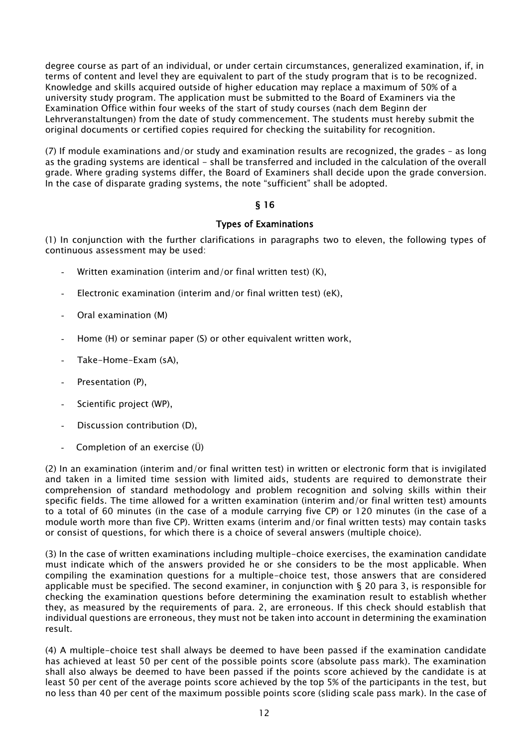degree course as part of an individual, or under certain circumstances, generalized examination, if, in terms of content and level they are equivalent to part of the study program that is to be recognized. Knowledge and skills acquired outside of higher education may replace a maximum of 50% of a university study program. The application must be submitted to the Board of Examiners via the Examination Office within four weeks of the start of study courses (nach dem Beginn der Lehrveranstaltungen) from the date of study commencement. The students must hereby submit the original documents or certified copies required for checking the suitability for recognition.

(7) If module examinations and/or study and examination results are recognized, the grades – as long as the grading systems are identical - shall be transferred and included in the calculation of the overall grade. Where grading systems differ, the Board of Examiners shall decide upon the grade conversion. In the case of disparate grading systems, the note "sufficient" shall be adopted.

## § 16

## Types of Examinations

(1) In conjunction with the further clarifications in paragraphs two to eleven, the following types of continuous assessment may be used:

- Written examination (interim and/or final written test) (K),
- Electronic examination (interim and/or final written test) (eK),
- Oral examination (M)
- Home (H) or seminar paper (S) or other equivalent written work,
- Take-Home-Exam (sA),
- Presentation (P),
- Scientific project (WP),
- Discussion contribution (D),
- Completion of an exercise (Ü)

(2) In an examination (interim and/or final written test) in written or electronic form that is invigilated and taken in a limited time session with limited aids, students are required to demonstrate their comprehension of standard methodology and problem recognition and solving skills within their specific fields. The time allowed for a written examination (interim and/or final written test) amounts to a total of 60 minutes (in the case of a module carrying five CP) or 120 minutes (in the case of a module worth more than five CP). Written exams (interim and/or final written tests) may contain tasks or consist of questions, for which there is a choice of several answers (multiple choice).

(3) In the case of written examinations including multiple-choice exercises, the examination candidate must indicate which of the answers provided he or she considers to be the most applicable. When compiling the examination questions for a multiple-choice test, those answers that are considered applicable must be specified. The second examiner, in conjunction with § 20 para 3, is responsible for checking the examination questions before determining the examination result to establish whether they, as measured by the requirements of para. 2, are erroneous. If this check should establish that individual questions are erroneous, they must not be taken into account in determining the examination result.

(4) A multiple-choice test shall always be deemed to have been passed if the examination candidate has achieved at least 50 per cent of the possible points score (absolute pass mark). The examination shall also always be deemed to have been passed if the points score achieved by the candidate is at least 50 per cent of the average points score achieved by the top 5% of the participants in the test, but no less than 40 per cent of the maximum possible points score (sliding scale pass mark). In the case of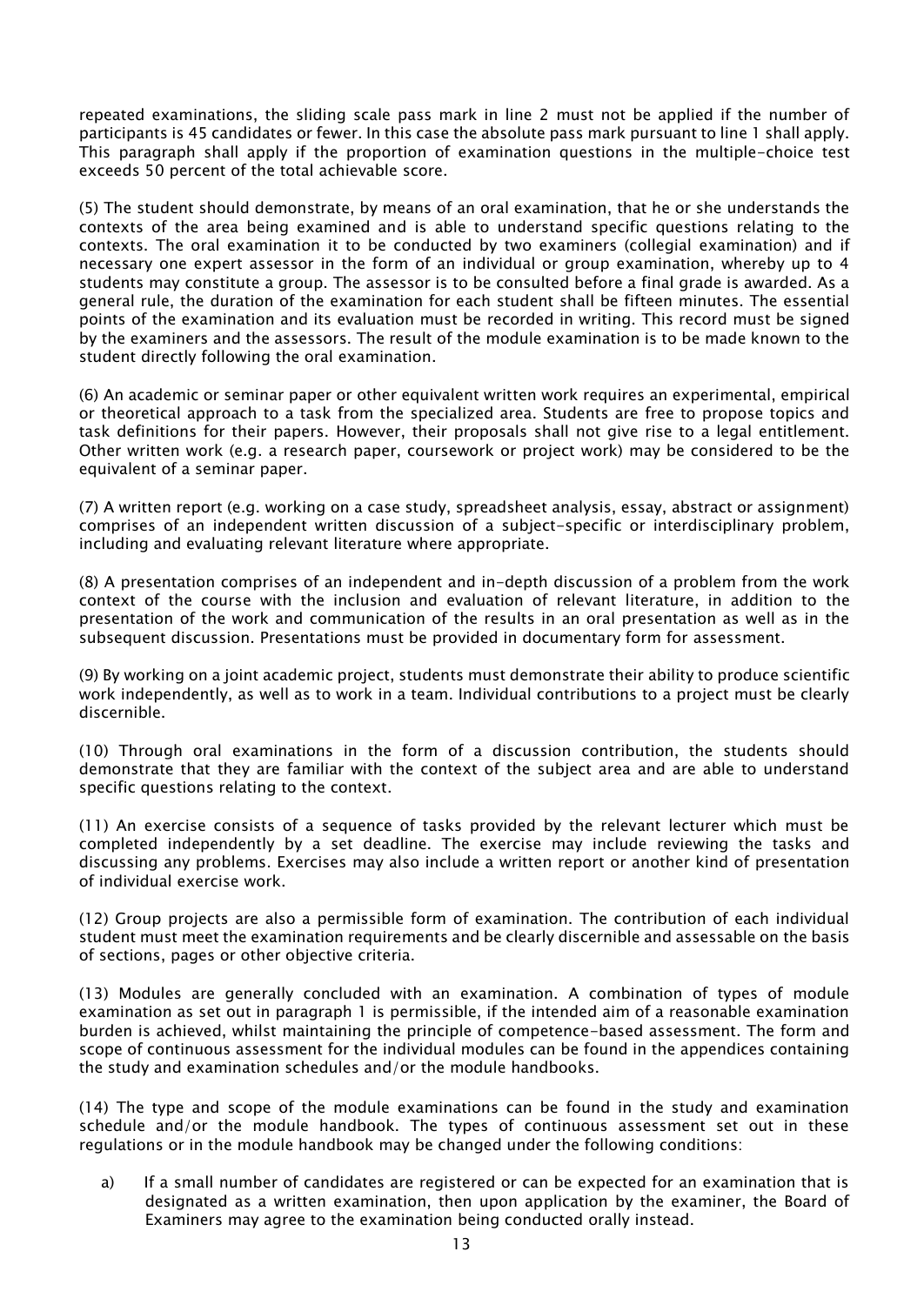repeated examinations, the sliding scale pass mark in line 2 must not be applied if the number of participants is 45 candidates or fewer. In this case the absolute pass mark pursuant to line 1 shall apply. This paragraph shall apply if the proportion of examination questions in the multiple-choice test exceeds 50 percent of the total achievable score.

(5) The student should demonstrate, by means of an oral examination, that he or she understands the contexts of the area being examined and is able to understand specific questions relating to the contexts. The oral examination it to be conducted by two examiners (collegial examination) and if necessary one expert assessor in the form of an individual or group examination, whereby up to 4 students may constitute a group. The assessor is to be consulted before a final grade is awarded. As a general rule, the duration of the examination for each student shall be fifteen minutes. The essential points of the examination and its evaluation must be recorded in writing. This record must be signed by the examiners and the assessors. The result of the module examination is to be made known to the student directly following the oral examination.

(6) An academic or seminar paper or other equivalent written work requires an experimental, empirical or theoretical approach to a task from the specialized area. Students are free to propose topics and task definitions for their papers. However, their proposals shall not give rise to a legal entitlement. Other written work (e.g. a research paper, coursework or project work) may be considered to be the equivalent of a seminar paper.

(7) A written report (e.g. working on a case study, spreadsheet analysis, essay, abstract or assignment) comprises of an independent written discussion of a subject-specific or interdisciplinary problem, including and evaluating relevant literature where appropriate.

(8) A presentation comprises of an independent and in-depth discussion of a problem from the work context of the course with the inclusion and evaluation of relevant literature, in addition to the presentation of the work and communication of the results in an oral presentation as well as in the subsequent discussion. Presentations must be provided in documentary form for assessment.

(9) By working on a joint academic project, students must demonstrate their ability to produce scientific work independently, as well as to work in a team. Individual contributions to a project must be clearly discernible.

(10) Through oral examinations in the form of a discussion contribution, the students should demonstrate that they are familiar with the context of the subject area and are able to understand specific questions relating to the context.

(11) An exercise consists of a sequence of tasks provided by the relevant lecturer which must be completed independently by a set deadline. The exercise may include reviewing the tasks and discussing any problems. Exercises may also include a written report or another kind of presentation of individual exercise work.

(12) Group projects are also a permissible form of examination. The contribution of each individual student must meet the examination requirements and be clearly discernible and assessable on the basis of sections, pages or other objective criteria.

(13) Modules are generally concluded with an examination. A combination of types of module examination as set out in paragraph 1 is permissible, if the intended aim of a reasonable examination burden is achieved, whilst maintaining the principle of competence-based assessment. The form and scope of continuous assessment for the individual modules can be found in the appendices containing the study and examination schedules and/or the module handbooks.

(14) The type and scope of the module examinations can be found in the study and examination schedule and/or the module handbook. The types of continuous assessment set out in these regulations or in the module handbook may be changed under the following conditions:

a) If a small number of candidates are registered or can be expected for an examination that is designated as a written examination, then upon application by the examiner, the Board of Examiners may agree to the examination being conducted orally instead.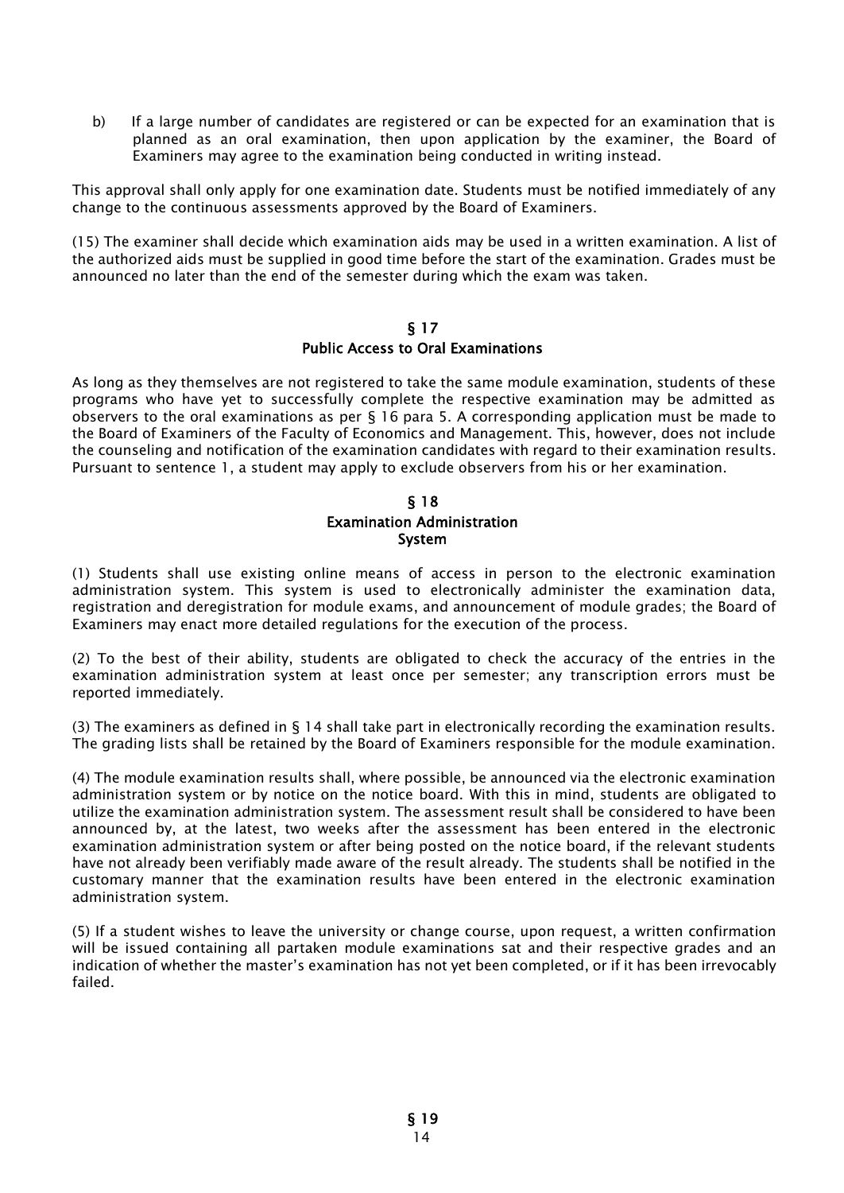b) If a large number of candidates are registered or can be expected for an examination that is planned as an oral examination, then upon application by the examiner, the Board of Examiners may agree to the examination being conducted in writing instead.

This approval shall only apply for one examination date. Students must be notified immediately of any change to the continuous assessments approved by the Board of Examiners.

(15) The examiner shall decide which examination aids may be used in a written examination. A list of the authorized aids must be supplied in good time before the start of the examination. Grades must be announced no later than the end of the semester during which the exam was taken.

## § 17
## Public Access to Oral Examinations

As long as they themselves are not registered to take the same module examination, students of these programs who have yet to successfully complete the respective examination may be admitted as observers to the oral examinations as per § 16 para 5. A corresponding application must be made to the Board of Examiners of the Faculty of Economics and Management. This, however, does not include the counseling and notification of the examination candidates with regard to their examination results. Pursuant to sentence 1, a student may apply to exclude observers from his or her examination.

## § 18
## Examination Administration System

(1) Students shall use existing online means of access in person to the electronic examination administration system. This system is used to electronically administer the examination data, registration and deregistration for module exams, and announcement of module grades; the Board of Examiners may enact more detailed regulations for the execution of the process.

(2) To the best of their ability, students are obligated to check the accuracy of the entries in the examination administration system at least once per semester; any transcription errors must be reported immediately.

(3) The examiners as defined in § 14 shall take part in electronically recording the examination results. The grading lists shall be retained by the Board of Examiners responsible for the module examination.

(4) The module examination results shall, where possible, be announced via the electronic examination administration system or by notice on the notice board. With this in mind, students are obligated to utilize the examination administration system. The assessment result shall be considered to have been announced by, at the latest, two weeks after the assessment has been entered in the electronic examination administration system or after being posted on the notice board, if the relevant students have not already been verifiably made aware of the result already. The students shall be notified in the customary manner that the examination results have been entered in the electronic examination administration system.

(5) If a student wishes to leave the university or change course, upon request, a written confirmation will be issued containing all partaken module examinations sat and their respective grades and an indication of whether the master's examination has not yet been completed, or if it has been irrevocably failed.

## § 19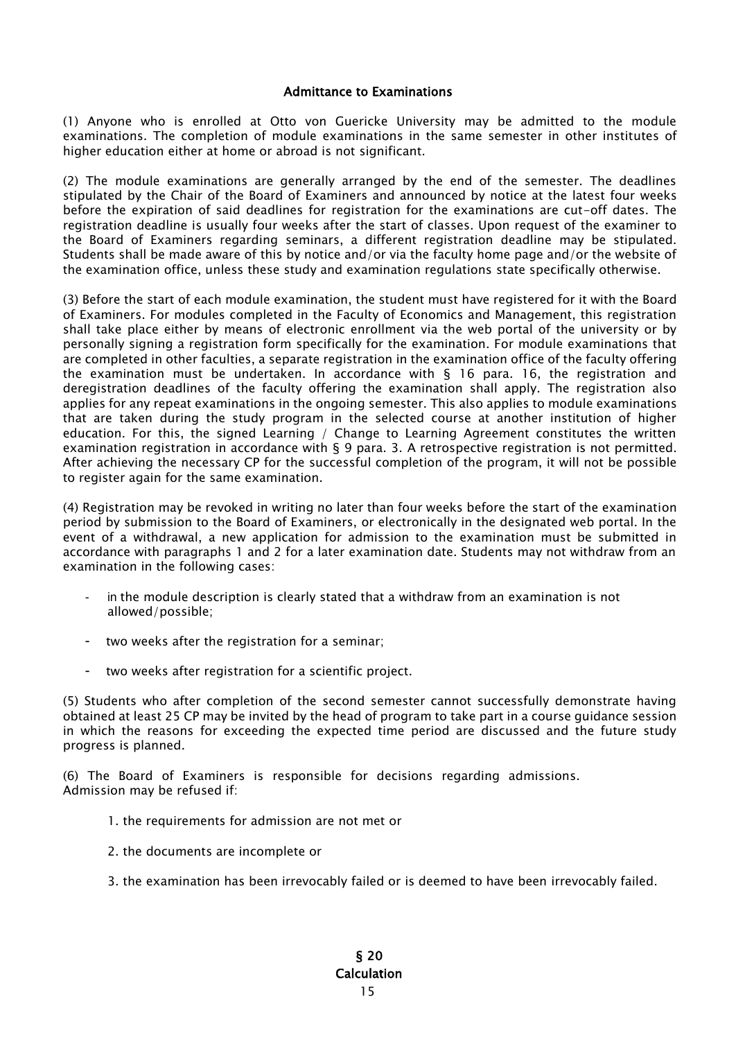## Admittance to Examinations

(1) Anyone who is enrolled at Otto von Guericke University may be admitted to the module examinations. The completion of module examinations in the same semester in other institutes of higher education either at home or abroad is not significant.

(2) The module examinations are generally arranged by the end of the semester. The deadlines stipulated by the Chair of the Board of Examiners and announced by notice at the latest four weeks before the expiration of said deadlines for registration for the examinations are cut-off dates. The registration deadline is usually four weeks after the start of classes. Upon request of the examiner to the Board of Examiners regarding seminars, a different registration deadline may be stipulated. Students shall be made aware of this by notice and/or via the faculty home page and/or the website of the examination office, unless these study and examination regulations state specifically otherwise.

(3) Before the start of each module examination, the student must have registered for it with the Board of Examiners. For modules completed in the Faculty of Economics and Management, this registration shall take place either by means of electronic enrollment via the web portal of the university or by personally signing a registration form specifically for the examination. For module examinations that are completed in other faculties, a separate registration in the examination office of the faculty offering the examination must be undertaken. In accordance with § 16 para. 16, the registration and deregistration deadlines of the faculty offering the examination shall apply. The registration also applies for any repeat examinations in the ongoing semester. This also applies to module examinations that are taken during the study program in the selected course at another institution of higher education. For this, the signed Learning / Change to Learning Agreement constitutes the written examination registration in accordance with § 9 para. 3. A retrospective registration is not permitted. After achieving the necessary CP for the successful completion of the program, it will not be possible to register again for the same examination.

(4) Registration may be revoked in writing no later than four weeks before the start of the examination period by submission to the Board of Examiners, or electronically in the designated web portal. In the event of a withdrawal, a new application for admission to the examination must be submitted in accordance with paragraphs 1 and 2 for a later examination date. Students may not withdraw from an examination in the following cases:

- in the module description is clearly stated that a withdraw from an examination is not allowed/possible;
- two weeks after the registration for a seminar;
- two weeks after registration for a scientific project.

(5) Students who after completion of the second semester cannot successfully demonstrate having obtained at least 25 CP may be invited by the head of program to take part in a course guidance session in which the reasons for exceeding the expected time period are discussed and the future study progress is planned.

(6) The Board of Examiners is responsible for decisions regarding admissions. Admission may be refused if:

1. the requirements for admission are not met or
2. the documents are incomplete or
3. the examination has been irrevocably failed or is deemed to have been irrevocably failed.

## § 20
## Calculation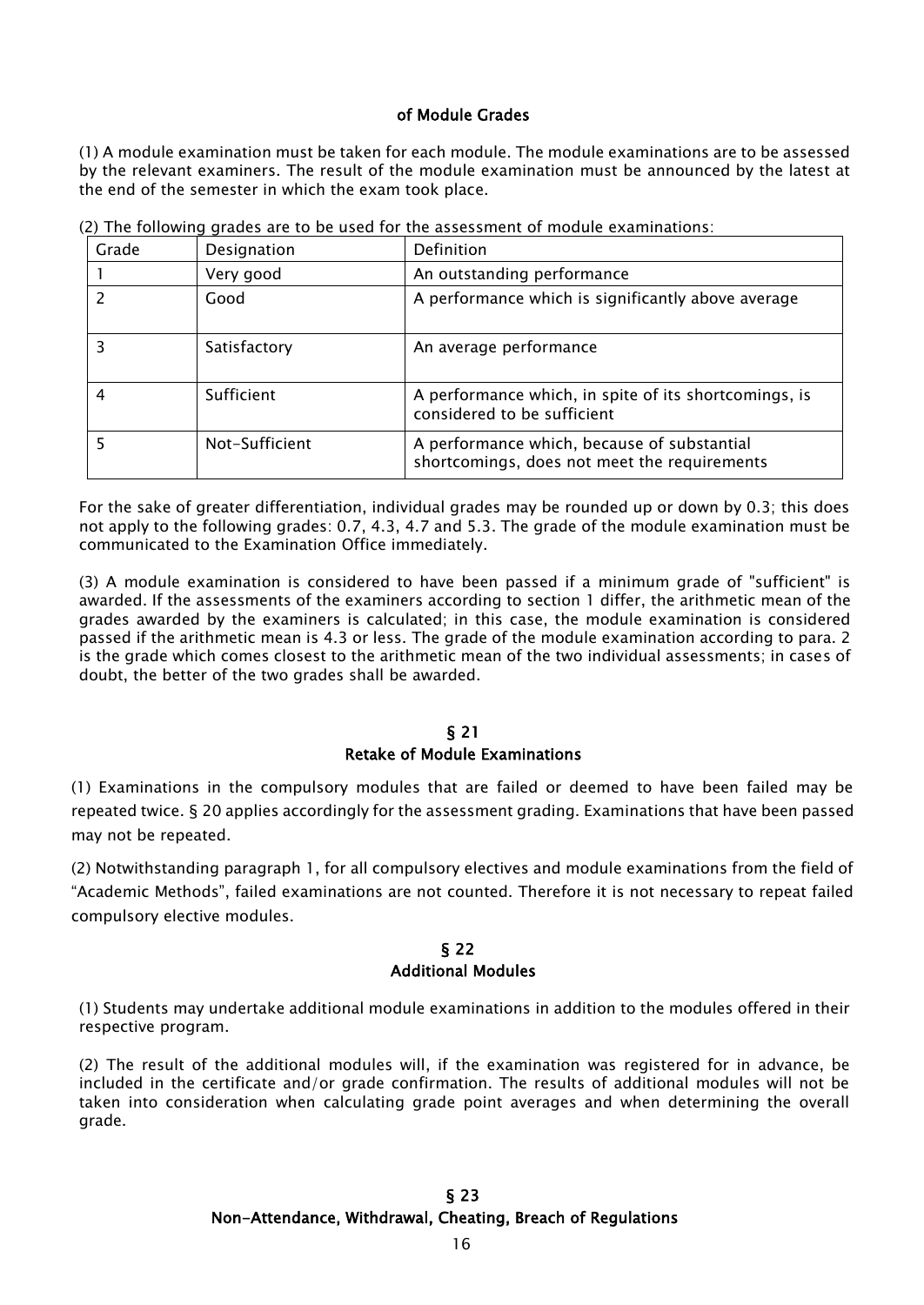### of Module Grades

(1) A module examination must be taken for each module. The module examinations are to be assessed by the relevant examiners. The result of the module examination must be announced by the latest at the end of the semester in which the exam took place.

(2) The following grades are to be used for the assessment of module examinations:

| Grade | Designation | Definition |
|---|---|---|
| 1 | Very good | An outstanding performance |
| 2 | Good | A performance which is significantly above average |
| 3 | Satisfactory | An average performance |
| 4 | Sufficient | A performance which, in spite of its shortcomings, is considered to be sufficient |
| 5 | Not-Sufficient | A performance which, because of substantial shortcomings, does not meet the requirements |

For the sake of greater differentiation, individual grades may be rounded up or down by 0.3; this does not apply to the following grades: 0.7, 4.3, 4.7 and 5.3. The grade of the module examination must be communicated to the Examination Office immediately.

(3) A module examination is considered to have been passed if a minimum grade of "sufficient" is awarded. If the assessments of the examiners according to section 1 differ, the arithmetic mean of the grades awarded by the examiners is calculated; in this case, the module examination is considered passed if the arithmetic mean is 4.3 or less. The grade of the module examination according to para. 2 is the grade which comes closest to the arithmetic mean of the two individual assessments; in cases of doubt, the better of the two grades shall be awarded.

## § 21
## Retake of Module Examinations

(1) Examinations in the compulsory modules that are failed or deemed to have been failed may be repeated twice. § 20 applies accordingly for the assessment grading. Examinations that have been passed may not be repeated.

(2) Notwithstanding paragraph 1, for all compulsory electives and module examinations from the field of "Academic Methods", failed examinations are not counted. Therefore it is not necessary to repeat failed compulsory elective modules.

## § 22
## Additional Modules

(1) Students may undertake additional module examinations in addition to the modules offered in their respective program.

(2) The result of the additional modules will, if the examination was registered for in advance, be included in the certificate and/or grade confirmation. The results of additional modules will not be taken into consideration when calculating grade point averages and when determining the overall grade.

## § 23
## Non-Attendance, Withdrawal, Cheating, Breach of Regulations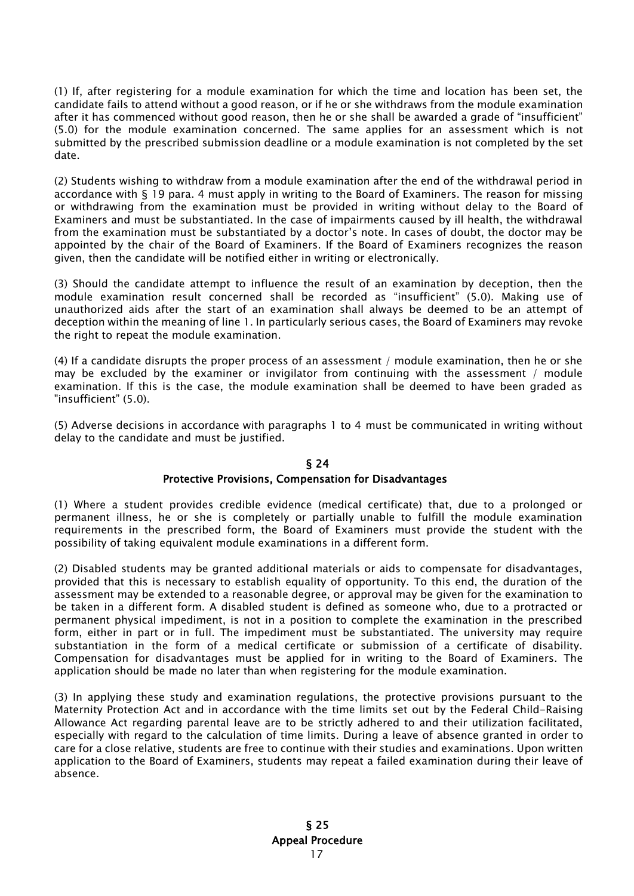(1) If, after registering for a module examination for which the time and location has been set, the candidate fails to attend without a good reason, or if he or she withdraws from the module examination after it has commenced without good reason, then he or she shall be awarded a grade of "insufficient" (5.0) for the module examination concerned. The same applies for an assessment which is not submitted by the prescribed submission deadline or a module examination is not completed by the set date.

(2) Students wishing to withdraw from a module examination after the end of the withdrawal period in accordance with § 19 para. 4 must apply in writing to the Board of Examiners. The reason for missing or withdrawing from the examination must be provided in writing without delay to the Board of Examiners and must be substantiated. In the case of impairments caused by ill health, the withdrawal from the examination must be substantiated by a doctor's note. In cases of doubt, the doctor may be appointed by the chair of the Board of Examiners. If the Board of Examiners recognizes the reason given, then the candidate will be notified either in writing or electronically.

(3) Should the candidate attempt to influence the result of an examination by deception, then the module examination result concerned shall be recorded as "insufficient" (5.0). Making use of unauthorized aids after the start of an examination shall always be deemed to be an attempt of deception within the meaning of line 1. In particularly serious cases, the Board of Examiners may revoke the right to repeat the module examination.

(4) If a candidate disrupts the proper process of an assessment / module examination, then he or she may be excluded by the examiner or invigilator from continuing with the assessment / module examination. If this is the case, the module examination shall be deemed to have been graded as "insufficient" (5.0).

(5) Adverse decisions in accordance with paragraphs 1 to 4 must be communicated in writing without delay to the candidate and must be justified.

## § 24
## Protective Provisions, Compensation for Disadvantages

(1) Where a student provides credible evidence (medical certificate) that, due to a prolonged or permanent illness, he or she is completely or partially unable to fulfill the module examination requirements in the prescribed form, the Board of Examiners must provide the student with the possibility of taking equivalent module examinations in a different form.

(2) Disabled students may be granted additional materials or aids to compensate for disadvantages, provided that this is necessary to establish equality of opportunity. To this end, the duration of the assessment may be extended to a reasonable degree, or approval may be given for the examination to be taken in a different form. A disabled student is defined as someone who, due to a protracted or permanent physical impediment, is not in a position to complete the examination in the prescribed form, either in part or in full. The impediment must be substantiated. The university may require substantiation in the form of a medical certificate or submission of a certificate of disability. Compensation for disadvantages must be applied for in writing to the Board of Examiners. The application should be made no later than when registering for the module examination.

(3) In applying these study and examination regulations, the protective provisions pursuant to the Maternity Protection Act and in accordance with the time limits set out by the Federal Child-Raising Allowance Act regarding parental leave are to be strictly adhered to and their utilization facilitated, especially with regard to the calculation of time limits. During a leave of absence granted in order to care for a close relative, students are free to continue with their studies and examinations. Upon written application to the Board of Examiners, students may repeat a failed examination during their leave of absence.

## § 25
## Appeal Procedure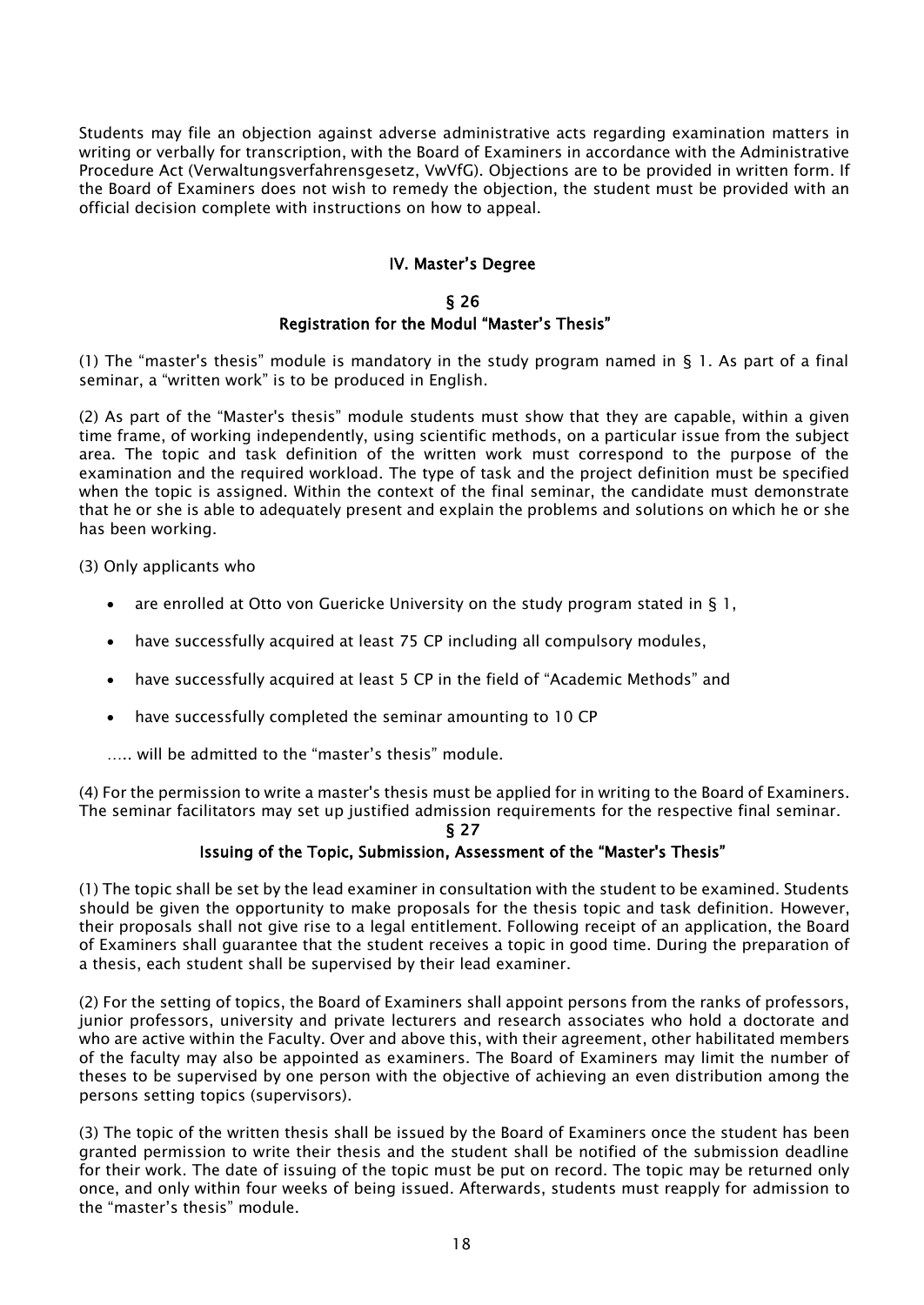Students may file an objection against adverse administrative acts regarding examination matters in writing or verbally for transcription, with the Board of Examiners in accordance with the Administrative Procedure Act (Verwaltungsverfahrensgesetz, VwVfG). Objections are to be provided in written form. If the Board of Examiners does not wish to remedy the objection, the student must be provided with an official decision complete with instructions on how to appeal.

## IV. Master's Degree

### § 26
### Registration for the Modul "Master's Thesis"

(1) The "master's thesis" module is mandatory in the study program named in § 1. As part of a final seminar, a "written work" is to be produced in English.

(2) As part of the "Master's thesis" module students must show that they are capable, within a given time frame, of working independently, using scientific methods, on a particular issue from the subject area. The topic and task definition of the written work must correspond to the purpose of the examination and the required workload. The type of task and the project definition must be specified when the topic is assigned. Within the context of the final seminar, the candidate must demonstrate that he or she is able to adequately present and explain the problems and solutions on which he or she has been working.

(3) Only applicants who

- are enrolled at Otto von Guericke University on the study program stated in § 1,
- have successfully acquired at least 75 CP including all compulsory modules,
- have successfully acquired at least 5 CP in the field of "Academic Methods" and
- have successfully completed the seminar amounting to 10 CP

….. will be admitted to the "master's thesis" module.

(4) For the permission to write a master's thesis must be applied for in writing to the Board of Examiners. The seminar facilitators may set up justified admission requirements for the respective final seminar.

### § 27
### Issuing of the Topic, Submission, Assessment of the "Master's Thesis"

(1) The topic shall be set by the lead examiner in consultation with the student to be examined. Students should be given the opportunity to make proposals for the thesis topic and task definition. However, their proposals shall not give rise to a legal entitlement. Following receipt of an application, the Board of Examiners shall guarantee that the student receives a topic in good time. During the preparation of a thesis, each student shall be supervised by their lead examiner.

(2) For the setting of topics, the Board of Examiners shall appoint persons from the ranks of professors, junior professors, university and private lecturers and research associates who hold a doctorate and who are active within the Faculty. Over and above this, with their agreement, other habilitated members of the faculty may also be appointed as examiners. The Board of Examiners may limit the number of theses to be supervised by one person with the objective of achieving an even distribution among the persons setting topics (supervisors).

(3) The topic of the written thesis shall be issued by the Board of Examiners once the student has been granted permission to write their thesis and the student shall be notified of the submission deadline for their work. The date of issuing of the topic must be put on record. The topic may be returned only once, and only within four weeks of being issued. Afterwards, students must reapply for admission to the "master's thesis" module.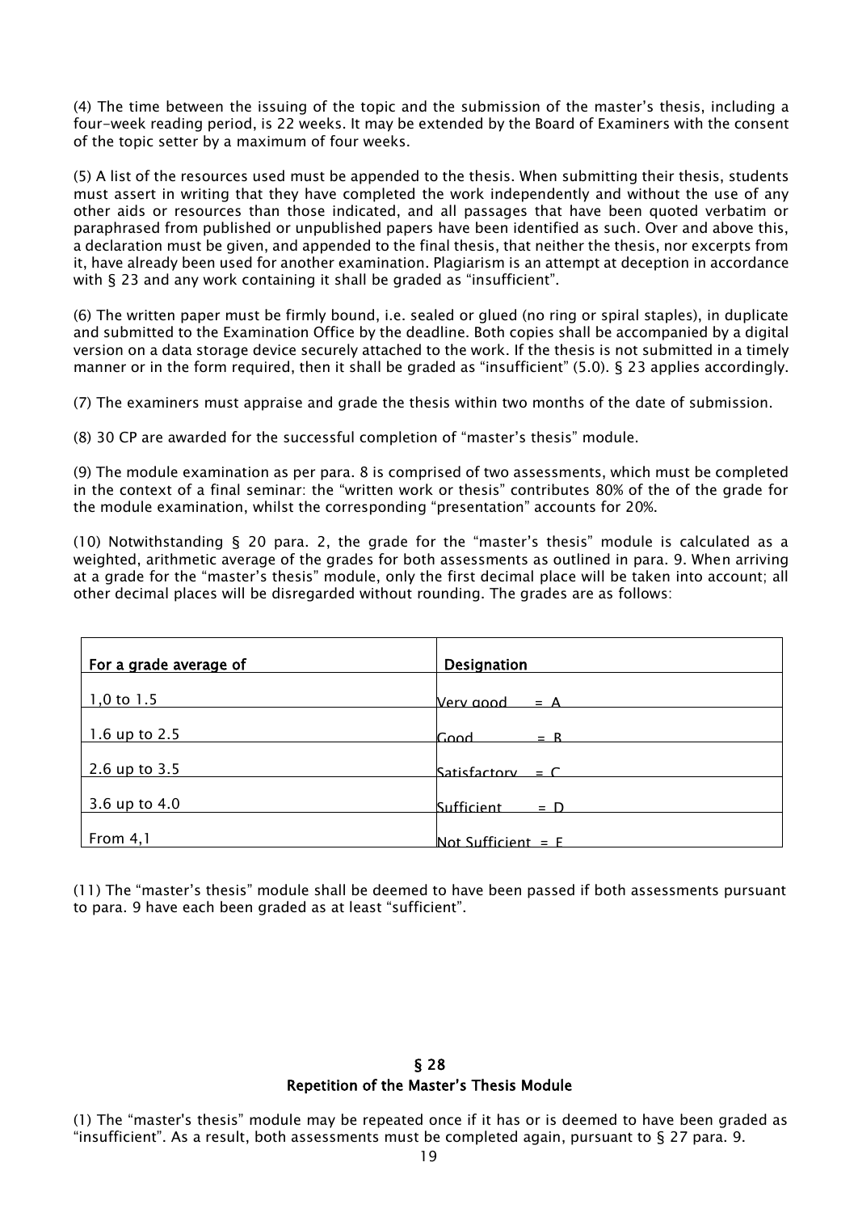(4) The time between the issuing of the topic and the submission of the master's thesis, including a four-week reading period, is 22 weeks. It may be extended by the Board of Examiners with the consent of the topic setter by a maximum of four weeks.

(5) A list of the resources used must be appended to the thesis. When submitting their thesis, students must assert in writing that they have completed the work independently and without the use of any other aids or resources than those indicated, and all passages that have been quoted verbatim or paraphrased from published or unpublished papers have been identified as such. Over and above this, a declaration must be given, and appended to the final thesis, that neither the thesis, nor excerpts from it, have already been used for another examination. Plagiarism is an attempt at deception in accordance with § 23 and any work containing it shall be graded as "insufficient".

(6) The written paper must be firmly bound, i.e. sealed or glued (no ring or spiral staples), in duplicate and submitted to the Examination Office by the deadline. Both copies shall be accompanied by a digital version on a data storage device securely attached to the work. If the thesis is not submitted in a timely manner or in the form required, then it shall be graded as "insufficient" (5.0). § 23 applies accordingly.

(7) The examiners must appraise and grade the thesis within two months of the date of submission.

(8) 30 CP are awarded for the successful completion of "master's thesis" module.

(9) The module examination as per para. 8 is comprised of two assessments, which must be completed in the context of a final seminar: the "written work or thesis" contributes 80% of the of the grade for the module examination, whilst the corresponding "presentation" accounts for 20%.

(10) Notwithstanding § 20 para. 2, the grade for the "master's thesis" module is calculated as a weighted, arithmetic average of the grades for both assessments as outlined in para. 9. When arriving at a grade for the "master's thesis" module, only the first decimal place will be taken into account; all other decimal places will be disregarded without rounding. The grades are as follows:

| For a grade average of | Designation |
|---|---|
| 1,0 to 1.5 | Very good = A |
| 1.6 up to 2.5 | Good = B |
| 2.6 up to 3.5 | Satisfactory = C |
| 3.6 up to 4.0 | Sufficient = D |
| From 4,1 | Not Sufficient = F |

(11) The "master's thesis" module shall be deemed to have been passed if both assessments pursuant to para. 9 have each been graded as at least "sufficient".

## § 28
## Repetition of the Master's Thesis Module

(1) The "master's thesis" module may be repeated once if it has or is deemed to have been graded as "insufficient". As a result, both assessments must be completed again, pursuant to § 27 para. 9.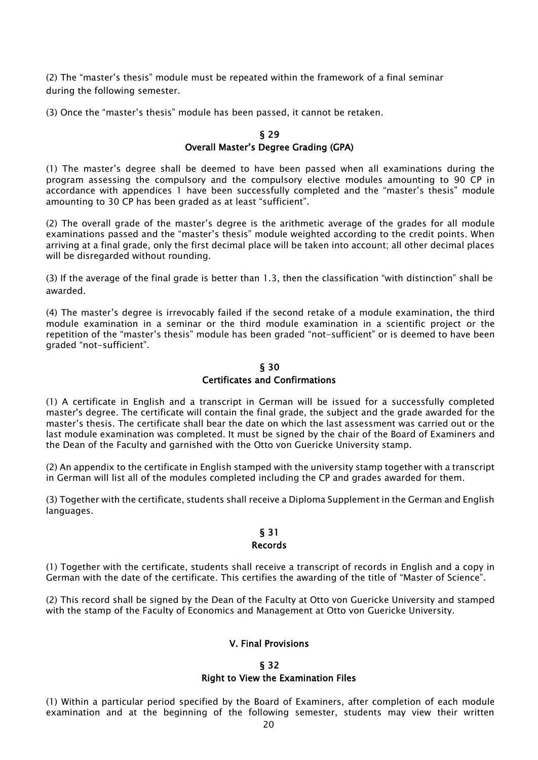(2) The "master's thesis" module must be repeated within the framework of a final seminar during the following semester.

(3) Once the "master's thesis" module has been passed, it cannot be retaken.

## § 29
## Overall Master's Degree Grading (GPA)

(1) The master's degree shall be deemed to have been passed when all examinations during the program assessing the compulsory and the compulsory elective modules amounting to 90 CP in accordance with appendices 1 have been successfully completed and the "master's thesis" module amounting to 30 CP has been graded as at least "sufficient".

(2) The overall grade of the master's degree is the arithmetic average of the grades for all module examinations passed and the "master's thesis" module weighted according to the credit points. When arriving at a final grade, only the first decimal place will be taken into account; all other decimal places will be disregarded without rounding.

(3) If the average of the final grade is better than 1.3, then the classification "with distinction" shall be awarded.

(4) The master's degree is irrevocably failed if the second retake of a module examination, the third module examination in a seminar or the third module examination in a scientific project or the repetition of the "master's thesis" module has been graded "not-sufficient" or is deemed to have been graded "not-sufficient".

## § 30
## Certificates and Confirmations

(1) A certificate in English and a transcript in German will be issued for a successfully completed master's degree. The certificate will contain the final grade, the subject and the grade awarded for the master's thesis. The certificate shall bear the date on which the last assessment was carried out or the last module examination was completed. It must be signed by the chair of the Board of Examiners and the Dean of the Faculty and garnished with the Otto von Guericke University stamp.

(2) An appendix to the certificate in English stamped with the university stamp together with a transcript in German will list all of the modules completed including the CP and grades awarded for them.

(3) Together with the certificate, students shall receive a Diploma Supplement in the German and English languages.

## § 31
## Records

(1) Together with the certificate, students shall receive a transcript of records in English and a copy in German with the date of the certificate. This certifies the awarding of the title of "Master of Science".

(2) This record shall be signed by the Dean of the Faculty at Otto von Guericke University and stamped with the stamp of the Faculty of Economics and Management at Otto von Guericke University.

# V. Final Provisions

## § 32
## Right to View the Examination Files

(1) Within a particular period specified by the Board of Examiners, after completion of each module examination and at the beginning of the following semester, students may view their written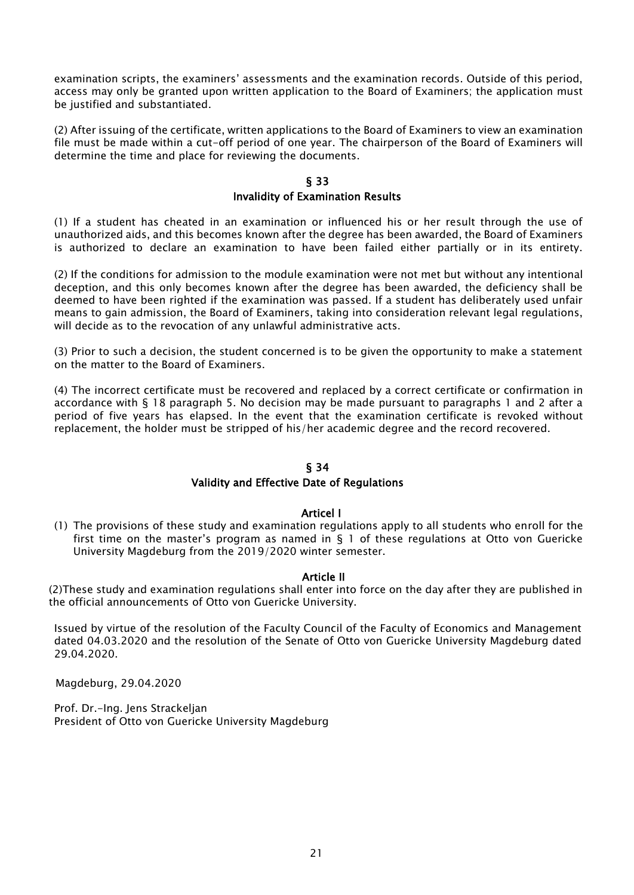examination scripts, the examiners' assessments and the examination records. Outside of this period, access may only be granted upon written application to the Board of Examiners; the application must be justified and substantiated.

(2) After issuing of the certificate, written applications to the Board of Examiners to view an examination file must be made within a cut-off period of one year. The chairperson of the Board of Examiners will determine the time and place for reviewing the documents.

## § 33
## Invalidity of Examination Results

(1) If a student has cheated in an examination or influenced his or her result through the use of unauthorized aids, and this becomes known after the degree has been awarded, the Board of Examiners is authorized to declare an examination to have been failed either partially or in its entirety.

(2) If the conditions for admission to the module examination were not met but without any intentional deception, and this only becomes known after the degree has been awarded, the deficiency shall be deemed to have been righted if the examination was passed. If a student has deliberately used unfair means to gain admission, the Board of Examiners, taking into consideration relevant legal regulations, will decide as to the revocation of any unlawful administrative acts.

(3) Prior to such a decision, the student concerned is to be given the opportunity to make a statement on the matter to the Board of Examiners.

(4) The incorrect certificate must be recovered and replaced by a correct certificate or confirmation in accordance with § 18 paragraph 5. No decision may be made pursuant to paragraphs 1 and 2 after a period of five years has elapsed. In the event that the examination certificate is revoked without replacement, the holder must be stripped of his/her academic degree and the record recovered.

## § 34
## Validity and Effective Date of Regulations

### Articel I

(1) The provisions of these study and examination regulations apply to all students who enroll for the first time on the master's program as named in § 1 of these regulations at Otto von Guericke University Magdeburg from the 2019/2020 winter semester.

### Article II

(2)These study and examination regulations shall enter into force on the day after they are published in the official announcements of Otto von Guericke University.

Issued by virtue of the resolution of the Faculty Council of the Faculty of Economics and Management dated 04.03.2020 and the resolution of the Senate of Otto von Guericke University Magdeburg dated 29.04.2020.

Magdeburg, 29.04.2020

Prof. Dr.-Ing. Jens Strackeljan
President of Otto von Guericke University Magdeburg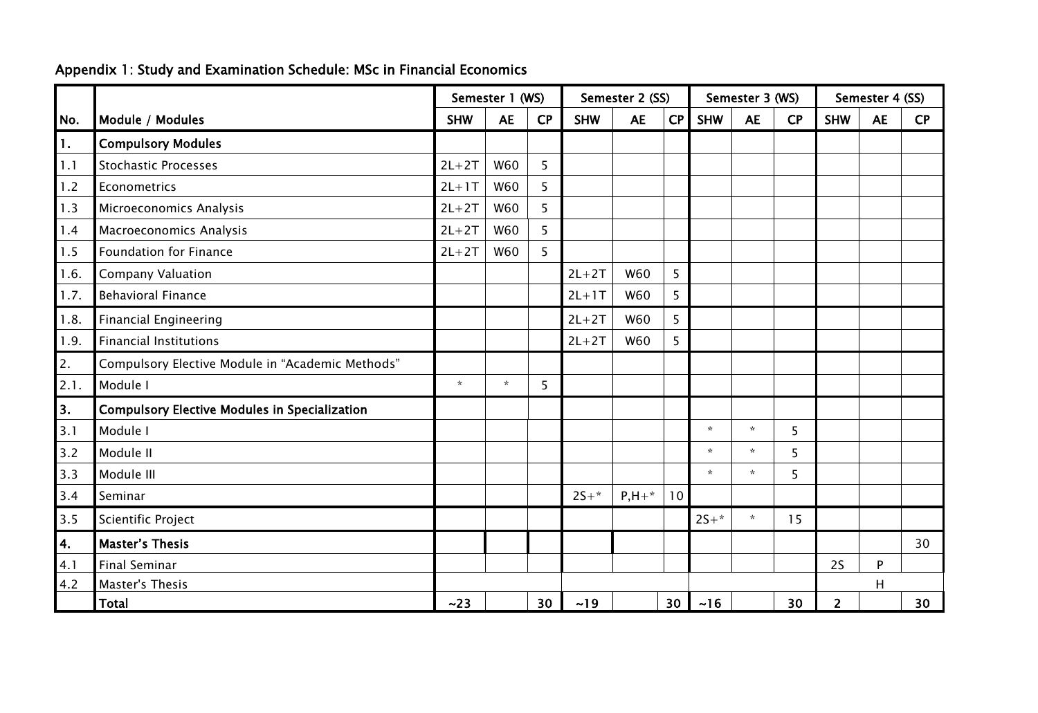## Appendix 1: Study and Examination Schedule: MSc in Financial Economics

| | | Semester 1 (WS) | | | Semester 2 (SS) | | | Semester 3 (WS) | | | Semester 4 (SS) | | |
|---|---|---|---|---|---|---|---|---|---|---|---|---|---|
| **No.** | **Module / Modules** | **SHW** | **AE** | **CP** | **SHW** | **AE** | **CP** | **SHW** | **AE** | **CP** | **SHW** | **AE** | **CP** |
| **1.** | **Compulsory Modules** | | | | | | | | | | | | |
| 1.1 | Stochastic Processes | 2L+2T | W60 | 5 | | | | | | | | | |
| 1.2 | Econometrics | 2L+1T | W60 | 5 | | | | | | | | | |
| 1.3 | Microeconomics Analysis | 2L+2T | W60 | 5 | | | | | | | | | |
| 1.4 | Macroeconomics Analysis | 2L+2T | W60 | 5 | | | | | | | | | |
| 1.5 | Foundation for Finance | 2L+2T | W60 | 5 | | | | | | | | | |
| 1.6. | Company Valuation | | | | 2L+2T | W60 | 5 | | | | | | |
| 1.7. | Behavioral Finance | | | | 2L+1T | W60 | 5 | | | | | | |
| 1.8. | Financial Engineering | | | | 2L+2T | W60 | 5 | | | | | | |
| 1.9. | Financial Institutions | | | | 2L+2T | W60 | 5 | | | | | | |
| 2. | Compulsory Elective Module in "Academic Methods" | | | | | | | | | | | | |
| 2.1. | Module I | * | * | 5 | | | | | | | | | |
| **3.** | **Compulsory Elective Modules in Specialization** | | | | | | | | | | | | |
| 3.1 | Module I | | | | | | | * | * | 5 | | | |
| 3.2 | Module II | | | | | | | * | * | 5 | | | |
| 3.3 | Module III | | | | | | | * | * | 5 | | | |
| 3.4 | Seminar | | | | 2S+* | P,H+* | 10 | | | | | | |
| 3.5 | Scientific Project | | | | | | | 2S+* | * | 15 | | | |
| **4.** | **Master's Thesis** | | | | | | | | | | | | 30 |
| 4.1 | Final Seminar | | | | | | | | | | 2S | P | |
| 4.2 | Master's Thesis | | | | | | | | | | | H | |
| | **Total** | **~23** | | **30** | **~19** | | **30** | **~16** | | **30** | **2** | | **30** |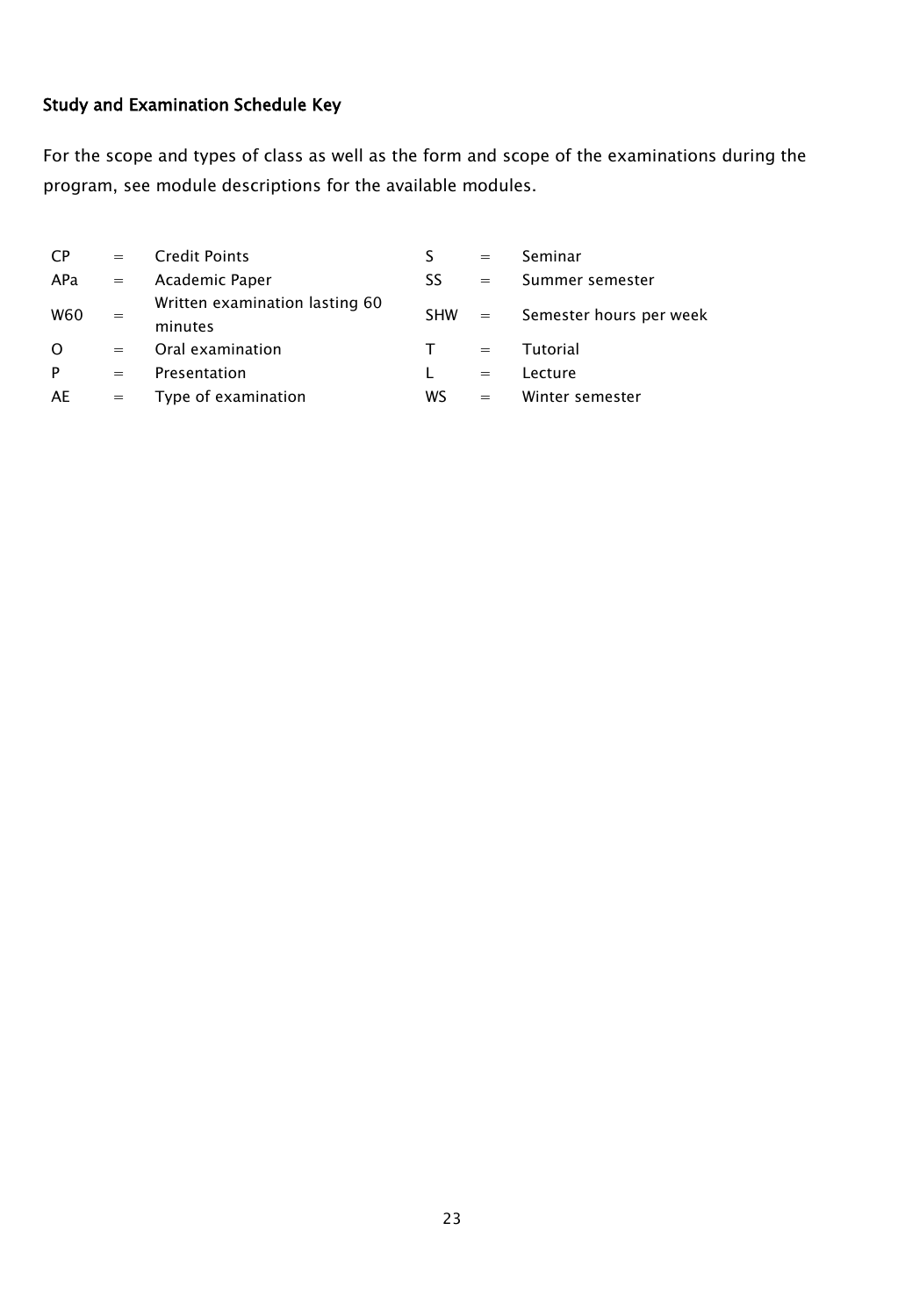### Study and Examination Schedule Key

For the scope and types of class as well as the form and scope of the examinations during the program, see module descriptions for the available modules.

| | | | | | |
|---|---|---|---|---|---|
| CP | = | Credit Points | S | = | Seminar |
| APa | = | Academic Paper | SS | = | Summer semester |
| W60 | = | Written examination lasting 60 minutes | SHW | = | Semester hours per week |
| O | = | Oral examination | T | = | Tutorial |
| P | = | Presentation | L | = | Lecture |
| AE | = | Type of examination | WS | = | Winter semester |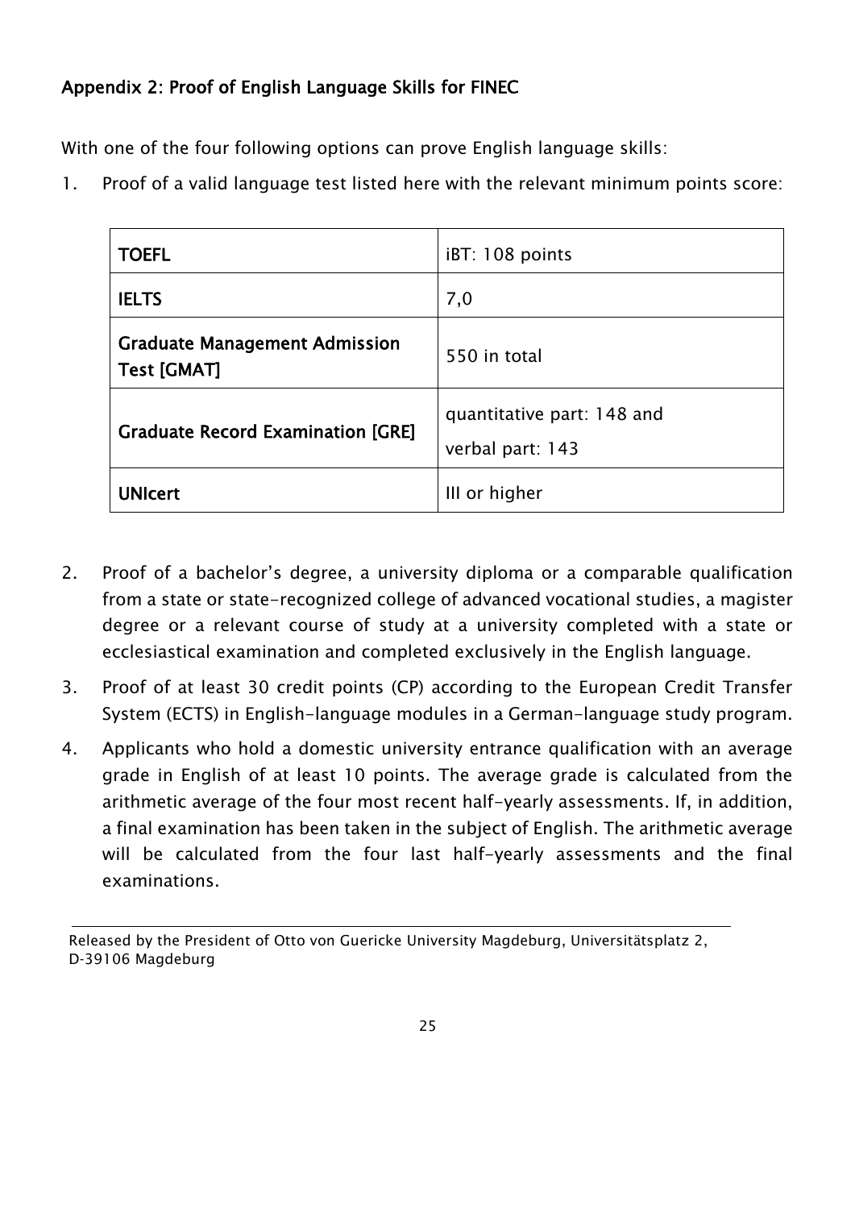## Appendix 2: Proof of English Language Skills for FINEC

With one of the four following options can prove English language skills:

1. Proof of a valid language test listed here with the relevant minimum points score:

| | |
|---|---|
| **TOEFL** | iBT: 108 points |
| **IELTS** | 7,0 |
| **Graduate Management Admission Test [GMAT]** | 550 in total |
| **Graduate Record Examination [GRE]** | quantitative part: 148 and verbal part: 143 |
| **UNIcert** | III or higher |

2. Proof of a bachelor's degree, a university diploma or a comparable qualification from a state or state-recognized college of advanced vocational studies, a magister degree or a relevant course of study at a university completed with a state or ecclesiastical examination and completed exclusively in the English language.
3. Proof of at least 30 credit points (CP) according to the European Credit Transfer System (ECTS) in English-language modules in a German-language study program.
4. Applicants who hold a domestic university entrance qualification with an average grade in English of at least 10 points. The average grade is calculated from the arithmetic average of the four most recent half-yearly assessments. If, in addition, a final examination has been taken in the subject of English. The arithmetic average will be calculated from the four last half-yearly assessments and the final examinations.

Released by the President of Otto von Guericke University Magdeburg, Universitätsplatz 2, D-39106 Magdeburg